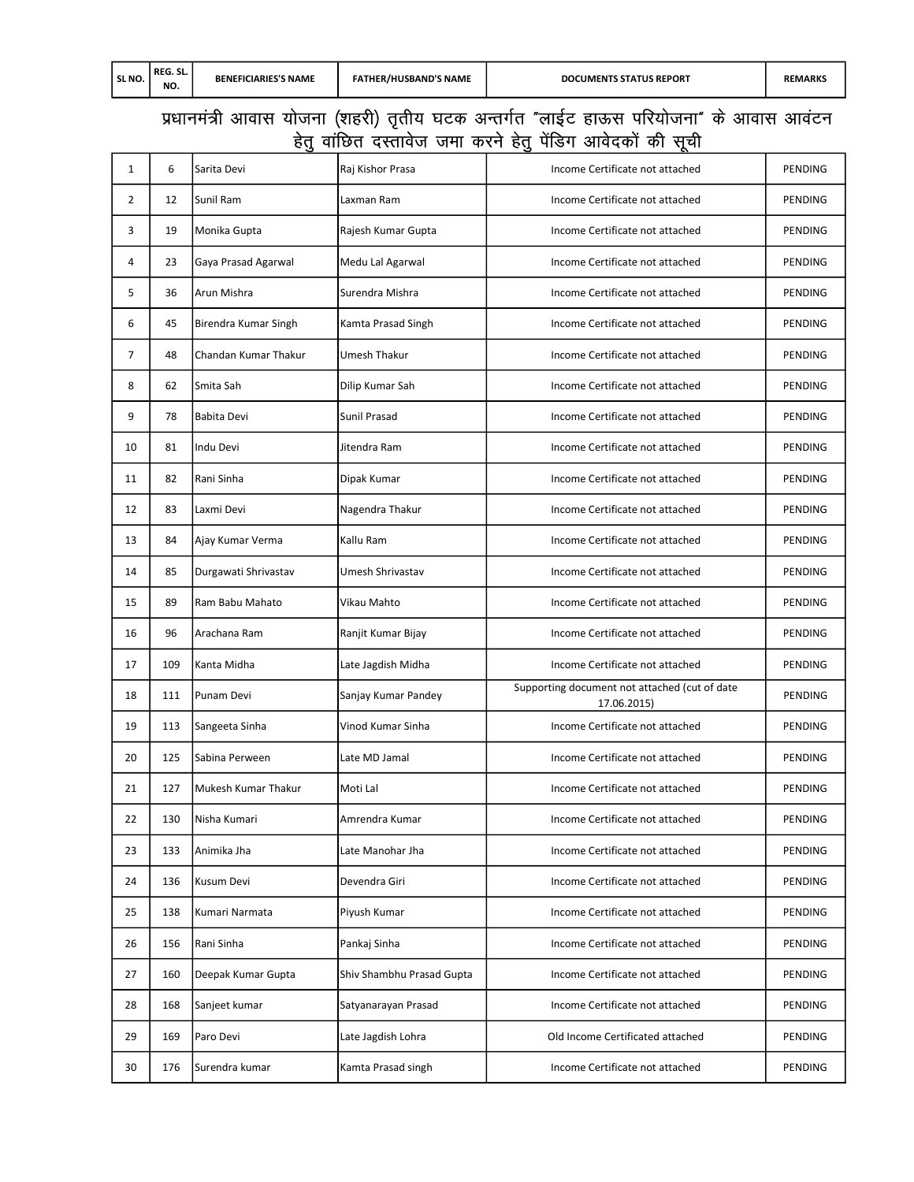| SL NO. | REG. SL. NO. | BENEFICIARIES'S NAME | FATHER/HUSBAND'S NAME | DOCUMENTS STATUS REPORT | REMARKS |
|---|---|---|---|---|---|

## प्रधानमंत्री आवास योजना (शहरी) तृतीय घटक अन्तर्गत "लाईट हाऊस परियोजना" के आवास आवंटन हेतु वांछित दस्तावेज जमा करने हेतु पेंडिग आवेदकों की सूची

| SL NO. | REG. SL. NO. | BENEFICIARIES'S NAME | FATHER/HUSBAND'S NAME | DOCUMENTS STATUS REPORT | REMARKS |
|---|---|---|---|---|---|
| 1 | 6 | Sarita Devi | Raj Kishor Prasa | Income Certificate not attached | PENDING |
| 2 | 12 | Sunil Ram | Laxman Ram | Income Certificate not attached | PENDING |
| 3 | 19 | Monika Gupta | Rajesh Kumar Gupta | Income Certificate not attached | PENDING |
| 4 | 23 | Gaya Prasad Agarwal | Medu Lal Agarwal | Income Certificate not attached | PENDING |
| 5 | 36 | Arun Mishra | Surendra Mishra | Income Certificate not attached | PENDING |
| 6 | 45 | Birendra Kumar Singh | Kamta Prasad Singh | Income Certificate not attached | PENDING |
| 7 | 48 | Chandan Kumar Thakur | Umesh Thakur | Income Certificate not attached | PENDING |
| 8 | 62 | Smita Sah | Dilip Kumar Sah | Income Certificate not attached | PENDING |
| 9 | 78 | Babita Devi | Sunil Prasad | Income Certificate not attached | PENDING |
| 10 | 81 | Indu Devi | Jitendra Ram | Income Certificate not attached | PENDING |
| 11 | 82 | Rani Sinha | Dipak Kumar | Income Certificate not attached | PENDING |
| 12 | 83 | Laxmi Devi | Nagendra Thakur | Income Certificate not attached | PENDING |
| 13 | 84 | Ajay Kumar Verma | Kallu Ram | Income Certificate not attached | PENDING |
| 14 | 85 | Durgawati Shrivastav | Umesh Shrivastav | Income Certificate not attached | PENDING |
| 15 | 89 | Ram Babu Mahato | Vikau Mahto | Income Certificate not attached | PENDING |
| 16 | 96 | Arachana Ram | Ranjit Kumar Bijay | Income Certificate not attached | PENDING |
| 17 | 109 | Kanta Midha | Late Jagdish Midha | Income Certificate not attached | PENDING |
| 18 | 111 | Punam Devi | Sanjay Kumar Pandey | Supporting document not attached (cut of date 17.06.2015) | PENDING |
| 19 | 113 | Sangeeta Sinha | Vinod Kumar Sinha | Income Certificate not attached | PENDING |
| 20 | 125 | Sabina Perween | Late MD Jamal | Income Certificate not attached | PENDING |
| 21 | 127 | Mukesh Kumar Thakur | Moti Lal | Income Certificate not attached | PENDING |
| 22 | 130 | Nisha Kumari | Amrendra Kumar | Income Certificate not attached | PENDING |
| 23 | 133 | Animika Jha | Late Manohar Jha | Income Certificate not attached | PENDING |
| 24 | 136 | Kusum Devi | Devendra Giri | Income Certificate not attached | PENDING |
| 25 | 138 | Kumari Narmata | Piyush Kumar | Income Certificate not attached | PENDING |
| 26 | 156 | Rani Sinha | Pankaj Sinha | Income Certificate not attached | PENDING |
| 27 | 160 | Deepak Kumar Gupta | Shiv Shambhu Prasad Gupta | Income Certificate not attached | PENDING |
| 28 | 168 | Sanjeet kumar | Satyanarayan Prasad | Income Certificate not attached | PENDING |
| 29 | 169 | Paro Devi | Late Jagdish Lohra | Old Income Certificated attached | PENDING |
| 30 | 176 | Surendra kumar | Kamta Prasad singh | Income Certificate not attached | PENDING |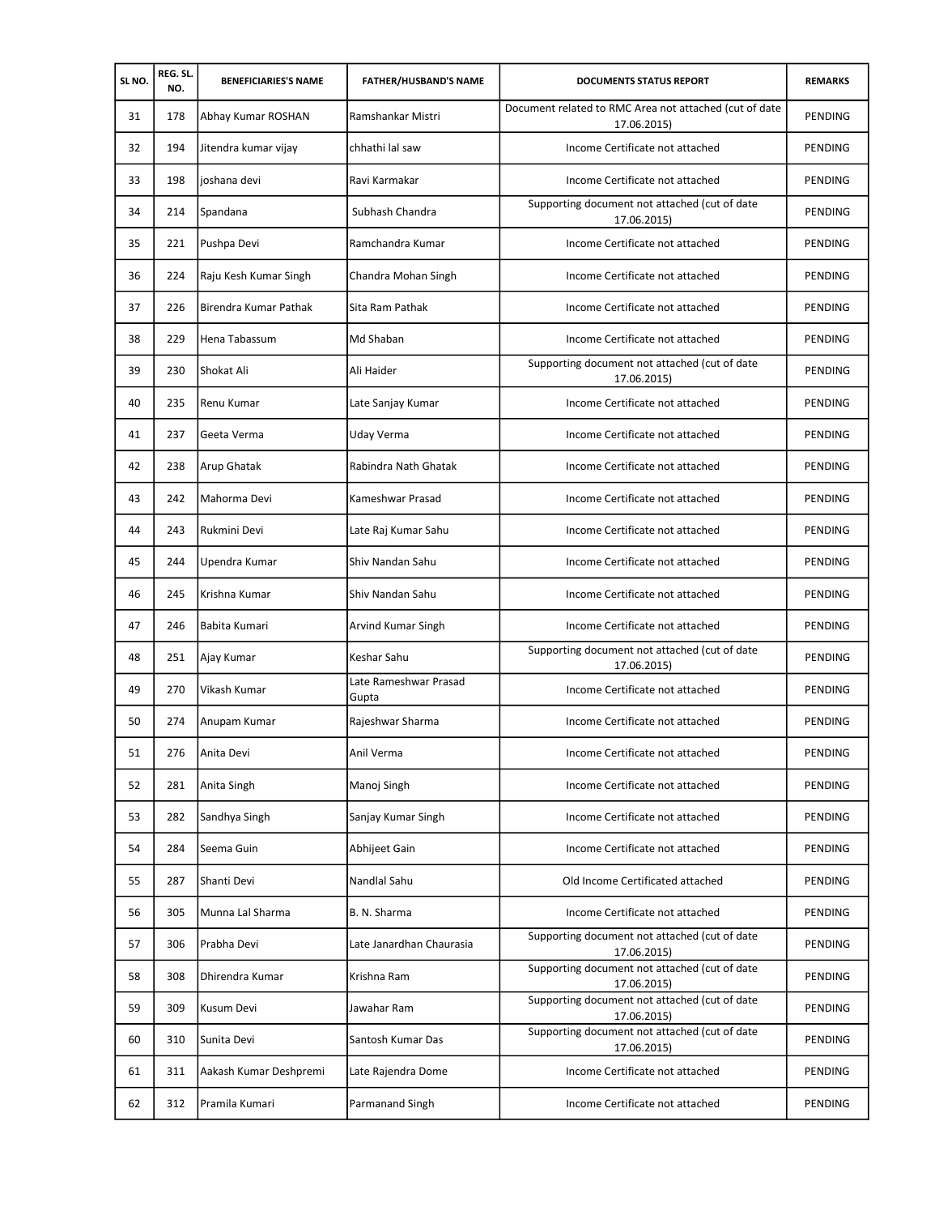| SL NO. | REG. SL. NO. | BENEFICIARIES'S NAME | FATHER/HUSBAND'S NAME | DOCUMENTS STATUS REPORT | REMARKS |
|---|---|---|---|---|---|
| 31 | 178 | Abhay Kumar ROSHAN | Ramshankar Mistri | Document related to RMC Area not attached (cut of date 17.06.2015) | PENDING |
| 32 | 194 | Jitendra kumar vijay | chhathi lal saw | Income Certificate not attached | PENDING |
| 33 | 198 | joshana devi | Ravi Karmakar | Income Certificate not attached | PENDING |
| 34 | 214 | Spandana | Subhash Chandra | Supporting document not attached (cut of date 17.06.2015) | PENDING |
| 35 | 221 | Pushpa Devi | Ramchandra Kumar | Income Certificate not attached | PENDING |
| 36 | 224 | Raju Kesh Kumar Singh | Chandra Mohan Singh | Income Certificate not attached | PENDING |
| 37 | 226 | Birendra Kumar Pathak | Sita Ram Pathak | Income Certificate not attached | PENDING |
| 38 | 229 | Hena Tabassum | Md Shaban | Income Certificate not attached | PENDING |
| 39 | 230 | Shokat Ali | Ali Haider | Supporting document not attached (cut of date 17.06.2015) | PENDING |
| 40 | 235 | Renu Kumar | Late Sanjay Kumar | Income Certificate not attached | PENDING |
| 41 | 237 | Geeta Verma | Uday Verma | Income Certificate not attached | PENDING |
| 42 | 238 | Arup Ghatak | Rabindra Nath Ghatak | Income Certificate not attached | PENDING |
| 43 | 242 | Mahorma Devi | Kameshwar Prasad | Income Certificate not attached | PENDING |
| 44 | 243 | Rukmini Devi | Late Raj Kumar Sahu | Income Certificate not attached | PENDING |
| 45 | 244 | Upendra Kumar | Shiv Nandan Sahu | Income Certificate not attached | PENDING |
| 46 | 245 | Krishna Kumar | Shiv Nandan Sahu | Income Certificate not attached | PENDING |
| 47 | 246 | Babita Kumari | Arvind Kumar Singh | Income Certificate not attached | PENDING |
| 48 | 251 | Ajay Kumar | Keshar Sahu | Supporting document not attached (cut of date 17.06.2015) | PENDING |
| 49 | 270 | Vikash Kumar | Late Rameshwar Prasad Gupta | Income Certificate not attached | PENDING |
| 50 | 274 | Anupam Kumar | Rajeshwar Sharma | Income Certificate not attached | PENDING |
| 51 | 276 | Anita Devi | Anil Verma | Income Certificate not attached | PENDING |
| 52 | 281 | Anita Singh | Manoj Singh | Income Certificate not attached | PENDING |
| 53 | 282 | Sandhya Singh | Sanjay Kumar Singh | Income Certificate not attached | PENDING |
| 54 | 284 | Seema Guin | Abhijeet Gain | Income Certificate not attached | PENDING |
| 55 | 287 | Shanti Devi | Nandlal Sahu | Old Income Certificated attached | PENDING |
| 56 | 305 | Munna Lal Sharma | B. N. Sharma | Income Certificate not attached | PENDING |
| 57 | 306 | Prabha Devi | Late Janardhan Chaurasia | Supporting document not attached (cut of date 17.06.2015) | PENDING |
| 58 | 308 | Dhirendra Kumar | Krishna Ram | Supporting document not attached (cut of date 17.06.2015) | PENDING |
| 59 | 309 | Kusum Devi | Jawahar Ram | Supporting document not attached (cut of date 17.06.2015) | PENDING |
| 60 | 310 | Sunita Devi | Santosh Kumar Das | Supporting document not attached (cut of date 17.06.2015) | PENDING |
| 61 | 311 | Aakash Kumar Deshpremi | Late Rajendra Dome | Income Certificate not attached | PENDING |
| 62 | 312 | Pramila Kumari | Parmanand Singh | Income Certificate not attached | PENDING |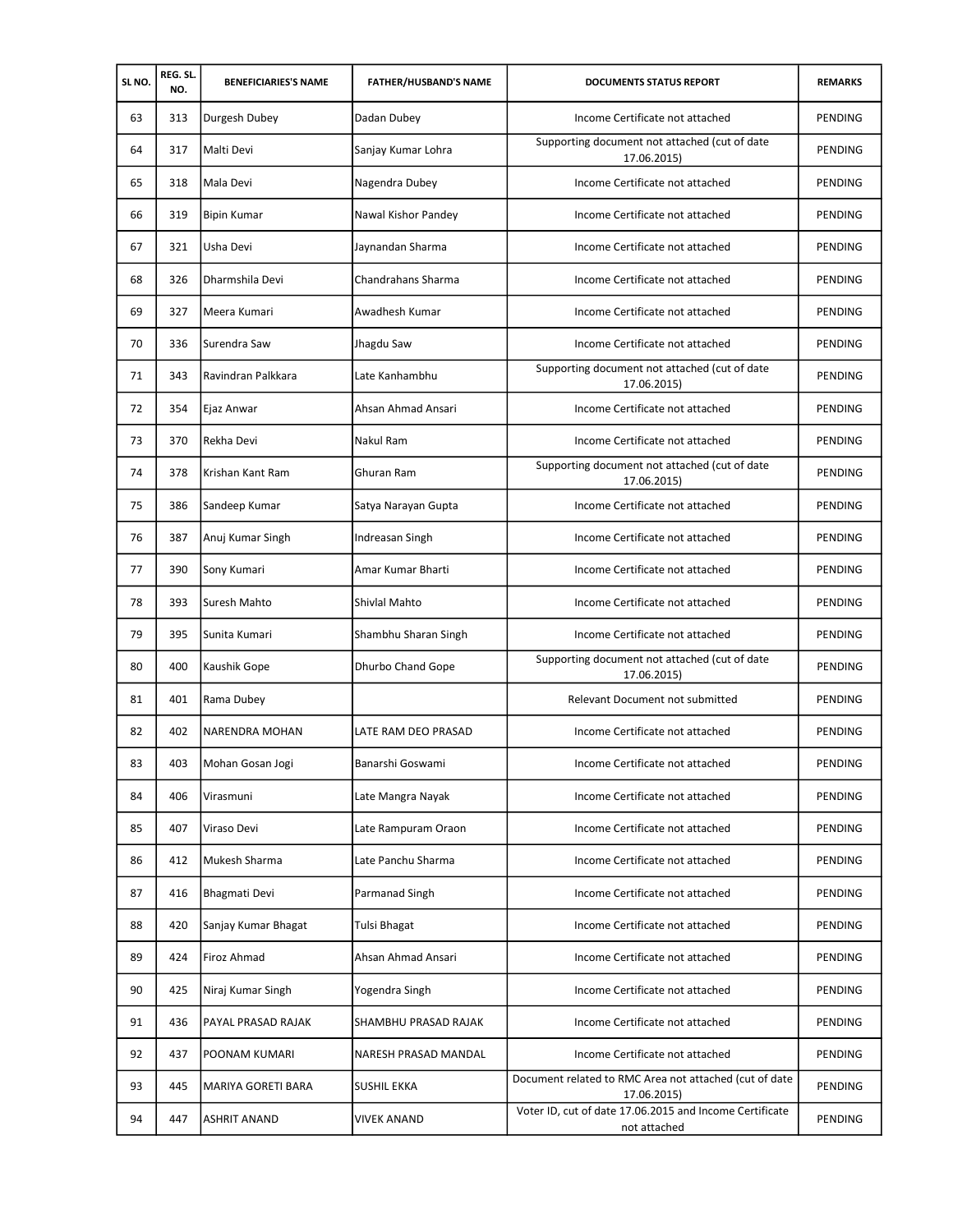| SL NO. | REG. SL. NO. | BENEFICIARIES'S NAME | FATHER/HUSBAND'S NAME | DOCUMENTS STATUS REPORT | REMARKS |
|---|---|---|---|---|---|
| 63 | 313 | Durgesh Dubey | Dadan Dubey | Income Certificate not attached | PENDING |
| 64 | 317 | Malti Devi | Sanjay Kumar Lohra | Supporting document not attached (cut of date 17.06.2015) | PENDING |
| 65 | 318 | Mala Devi | Nagendra Dubey | Income Certificate not attached | PENDING |
| 66 | 319 | Bipin Kumar | Nawal Kishor Pandey | Income Certificate not attached | PENDING |
| 67 | 321 | Usha Devi | Jaynandan Sharma | Income Certificate not attached | PENDING |
| 68 | 326 | Dharmshila Devi | Chandrahans Sharma | Income Certificate not attached | PENDING |
| 69 | 327 | Meera Kumari | Awadhesh Kumar | Income Certificate not attached | PENDING |
| 70 | 336 | Surendra Saw | Jhagdu Saw | Income Certificate not attached | PENDING |
| 71 | 343 | Ravindran Palkkara | Late Kanhambhu | Supporting document not attached (cut of date 17.06.2015) | PENDING |
| 72 | 354 | Ejaz Anwar | Ahsan Ahmad Ansari | Income Certificate not attached | PENDING |
| 73 | 370 | Rekha Devi | Nakul Ram | Income Certificate not attached | PENDING |
| 74 | 378 | Krishan Kant Ram | Ghuran Ram | Supporting document not attached (cut of date 17.06.2015) | PENDING |
| 75 | 386 | Sandeep Kumar | Satya Narayan Gupta | Income Certificate not attached | PENDING |
| 76 | 387 | Anuj Kumar Singh | Indreasan Singh | Income Certificate not attached | PENDING |
| 77 | 390 | Sony Kumari | Amar Kumar Bharti | Income Certificate not attached | PENDING |
| 78 | 393 | Suresh Mahto | Shivlal Mahto | Income Certificate not attached | PENDING |
| 79 | 395 | Sunita Kumari | Shambhu Sharan Singh | Income Certificate not attached | PENDING |
| 80 | 400 | Kaushik Gope | Dhurbo Chand Gope | Supporting document not attached (cut of date 17.06.2015) | PENDING |
| 81 | 401 | Rama Dubey | | Relevant Document not submitted | PENDING |
| 82 | 402 | NARENDRA MOHAN | LATE RAM DEO PRASAD | Income Certificate not attached | PENDING |
| 83 | 403 | Mohan Gosan Jogi | Banarshi Goswami | Income Certificate not attached | PENDING |
| 84 | 406 | Virasmuni | Late Mangra Nayak | Income Certificate not attached | PENDING |
| 85 | 407 | Viraso Devi | Late Rampuram Oraon | Income Certificate not attached | PENDING |
| 86 | 412 | Mukesh Sharma | Late Panchu Sharma | Income Certificate not attached | PENDING |
| 87 | 416 | Bhagmati Devi | Parmanad Singh | Income Certificate not attached | PENDING |
| 88 | 420 | Sanjay Kumar Bhagat | Tulsi Bhagat | Income Certificate not attached | PENDING |
| 89 | 424 | Firoz Ahmad | Ahsan Ahmad Ansari | Income Certificate not attached | PENDING |
| 90 | 425 | Niraj Kumar Singh | Yogendra Singh | Income Certificate not attached | PENDING |
| 91 | 436 | PAYAL PRASAD RAJAK | SHAMBHU PRASAD RAJAK | Income Certificate not attached | PENDING |
| 92 | 437 | POONAM KUMARI | NARESH PRASAD MANDAL | Income Certificate not attached | PENDING |
| 93 | 445 | MARIYA GORETI BARA | SUSHIL EKKA | Document related to RMC Area not attached (cut of date 17.06.2015) | PENDING |
| 94 | 447 | ASHRIT ANAND | VIVEK ANAND | Voter ID, cut of date 17.06.2015 and Income Certificate not attached | PENDING |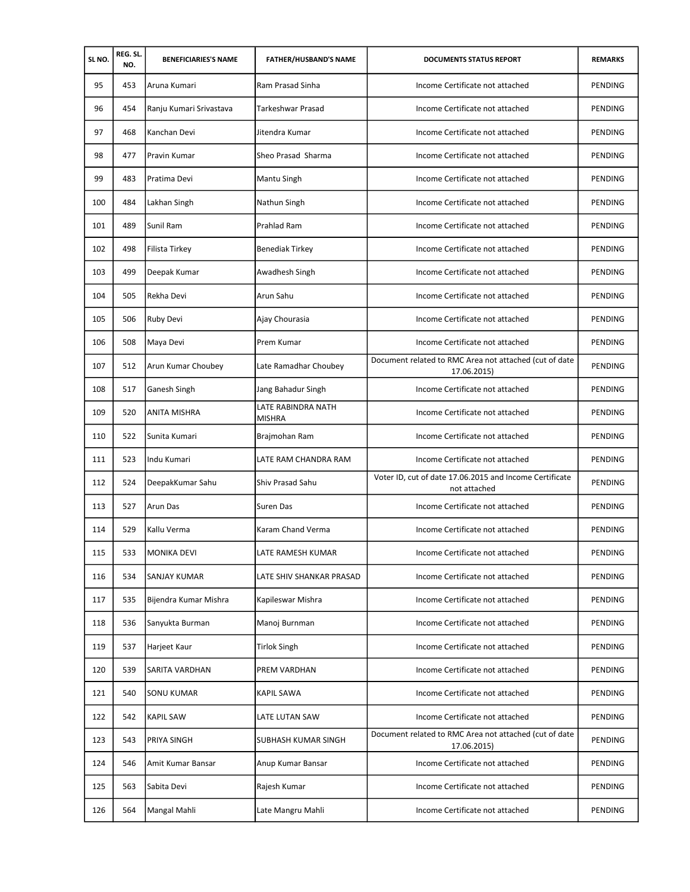| SL NO. | REG. SL. NO. | BENEFICIARIES'S NAME | FATHER/HUSBAND'S NAME | DOCUMENTS STATUS REPORT | REMARKS |
|---|---|---|---|---|---|
| 95 | 453 | Aruna Kumari | Ram Prasad Sinha | Income Certificate not attached | PENDING |
| 96 | 454 | Ranju Kumari Srivastava | Tarkeshwar Prasad | Income Certificate not attached | PENDING |
| 97 | 468 | Kanchan Devi | Jitendra Kumar | Income Certificate not attached | PENDING |
| 98 | 477 | Pravin Kumar | Sheo Prasad Sharma | Income Certificate not attached | PENDING |
| 99 | 483 | Pratima Devi | Mantu Singh | Income Certificate not attached | PENDING |
| 100 | 484 | Lakhan Singh | Nathun Singh | Income Certificate not attached | PENDING |
| 101 | 489 | Sunil Ram | Prahlad Ram | Income Certificate not attached | PENDING |
| 102 | 498 | Filista Tirkey | Benediak Tirkey | Income Certificate not attached | PENDING |
| 103 | 499 | Deepak Kumar | Awadhesh Singh | Income Certificate not attached | PENDING |
| 104 | 505 | Rekha Devi | Arun Sahu | Income Certificate not attached | PENDING |
| 105 | 506 | Ruby Devi | Ajay Chourasia | Income Certificate not attached | PENDING |
| 106 | 508 | Maya Devi | Prem Kumar | Income Certificate not attached | PENDING |
| 107 | 512 | Arun Kumar Choubey | Late Ramadhar Choubey | Document related to RMC Area not attached (cut of date 17.06.2015) | PENDING |
| 108 | 517 | Ganesh Singh | Jang Bahadur Singh | Income Certificate not attached | PENDING |
| 109 | 520 | ANITA MISHRA | LATE RABINDRA NATH MISHRA | Income Certificate not attached | PENDING |
| 110 | 522 | Sunita Kumari | Brajmohan Ram | Income Certificate not attached | PENDING |
| 111 | 523 | Indu Kumari | LATE RAM CHANDRA RAM | Income Certificate not attached | PENDING |
| 112 | 524 | DeepakKumar Sahu | Shiv Prasad Sahu | Voter ID, cut of date 17.06.2015 and Income Certificate not attached | PENDING |
| 113 | 527 | Arun Das | Suren Das | Income Certificate not attached | PENDING |
| 114 | 529 | Kallu Verma | Karam Chand Verma | Income Certificate not attached | PENDING |
| 115 | 533 | MONIKA DEVI | LATE RAMESH KUMAR | Income Certificate not attached | PENDING |
| 116 | 534 | SANJAY KUMAR | LATE SHIV SHANKAR PRASAD | Income Certificate not attached | PENDING |
| 117 | 535 | Bijendra Kumar Mishra | Kapileswar Mishra | Income Certificate not attached | PENDING |
| 118 | 536 | Sanyukta Burman | Manoj Burnman | Income Certificate not attached | PENDING |
| 119 | 537 | Harjeet Kaur | Tirlok Singh | Income Certificate not attached | PENDING |
| 120 | 539 | SARITA VARDHAN | PREM VARDHAN | Income Certificate not attached | PENDING |
| 121 | 540 | SONU KUMAR | KAPIL SAWA | Income Certificate not attached | PENDING |
| 122 | 542 | KAPIL SAW | LATE LUTAN SAW | Income Certificate not attached | PENDING |
| 123 | 543 | PRIYA SINGH | SUBHASH KUMAR SINGH | Document related to RMC Area not attached (cut of date 17.06.2015) | PENDING |
| 124 | 546 | Amit Kumar Bansar | Anup Kumar Bansar | Income Certificate not attached | PENDING |
| 125 | 563 | Sabita Devi | Rajesh Kumar | Income Certificate not attached | PENDING |
| 126 | 564 | Mangal Mahli | Late Mangru Mahli | Income Certificate not attached | PENDING |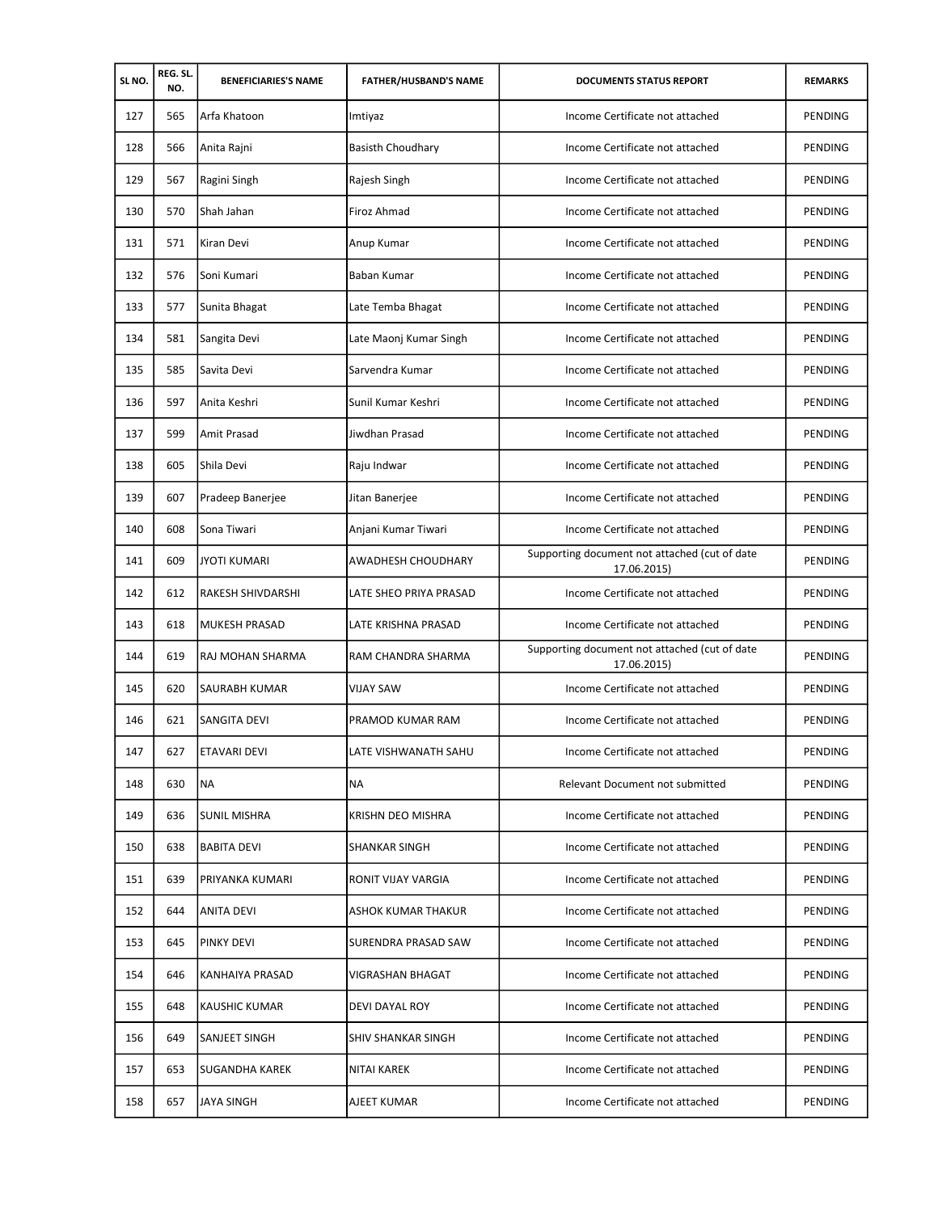| SL NO. | REG. SL. NO. | BENEFICIARIES'S NAME | FATHER/HUSBAND'S NAME | DOCUMENTS STATUS REPORT | REMARKS |
|---|---|---|---|---|---|
| 127 | 565 | Arfa Khatoon | Imtiyaz | Income Certificate not attached | PENDING |
| 128 | 566 | Anita Rajni | Basisth Choudhary | Income Certificate not attached | PENDING |
| 129 | 567 | Ragini Singh | Rajesh Singh | Income Certificate not attached | PENDING |
| 130 | 570 | Shah Jahan | Firoz Ahmad | Income Certificate not attached | PENDING |
| 131 | 571 | Kiran Devi | Anup Kumar | Income Certificate not attached | PENDING |
| 132 | 576 | Soni Kumari | Baban Kumar | Income Certificate not attached | PENDING |
| 133 | 577 | Sunita Bhagat | Late Temba Bhagat | Income Certificate not attached | PENDING |
| 134 | 581 | Sangita Devi | Late Maonj Kumar Singh | Income Certificate not attached | PENDING |
| 135 | 585 | Savita Devi | Sarvendra Kumar | Income Certificate not attached | PENDING |
| 136 | 597 | Anita Keshri | Sunil Kumar Keshri | Income Certificate not attached | PENDING |
| 137 | 599 | Amit Prasad | Jiwdhan Prasad | Income Certificate not attached | PENDING |
| 138 | 605 | Shila Devi | Raju Indwar | Income Certificate not attached | PENDING |
| 139 | 607 | Pradeep Banerjee | Jitan Banerjee | Income Certificate not attached | PENDING |
| 140 | 608 | Sona Tiwari | Anjani Kumar Tiwari | Income Certificate not attached | PENDING |
| 141 | 609 | JYOTI KUMARI | AWADHESH CHOUDHARY | Supporting document not attached (cut of date 17.06.2015) | PENDING |
| 142 | 612 | RAKESH SHIVDARSHI | LATE SHEO PRIYA PRASAD | Income Certificate not attached | PENDING |
| 143 | 618 | MUKESH PRASAD | LATE KRISHNA PRASAD | Income Certificate not attached | PENDING |
| 144 | 619 | RAJ MOHAN SHARMA | RAM CHANDRA SHARMA | Supporting document not attached (cut of date 17.06.2015) | PENDING |
| 145 | 620 | SAURABH KUMAR | VIJAY SAW | Income Certificate not attached | PENDING |
| 146 | 621 | SANGITA DEVI | PRAMOD KUMAR RAM | Income Certificate not attached | PENDING |
| 147 | 627 | ETAVARI DEVI | LATE VISHWANATH SAHU | Income Certificate not attached | PENDING |
| 148 | 630 | NA | NA | Relevant Document not submitted | PENDING |
| 149 | 636 | SUNIL MISHRA | KRISHN DEO MISHRA | Income Certificate not attached | PENDING |
| 150 | 638 | BABITA DEVI | SHANKAR SINGH | Income Certificate not attached | PENDING |
| 151 | 639 | PRIYANKA KUMARI | RONIT VIJAY VARGIA | Income Certificate not attached | PENDING |
| 152 | 644 | ANITA DEVI | ASHOK KUMAR THAKUR | Income Certificate not attached | PENDING |
| 153 | 645 | PINKY DEVI | SURENDRA PRASAD SAW | Income Certificate not attached | PENDING |
| 154 | 646 | KANHAIYA PRASAD | VIGRASHAN BHAGAT | Income Certificate not attached | PENDING |
| 155 | 648 | KAUSHIC KUMAR | DEVI DAYAL ROY | Income Certificate not attached | PENDING |
| 156 | 649 | SANJEET SINGH | SHIV SHANKAR SINGH | Income Certificate not attached | PENDING |
| 157 | 653 | SUGANDHA KAREK | NITAI KAREK | Income Certificate not attached | PENDING |
| 158 | 657 | JAYA SINGH | AJEET KUMAR | Income Certificate not attached | PENDING |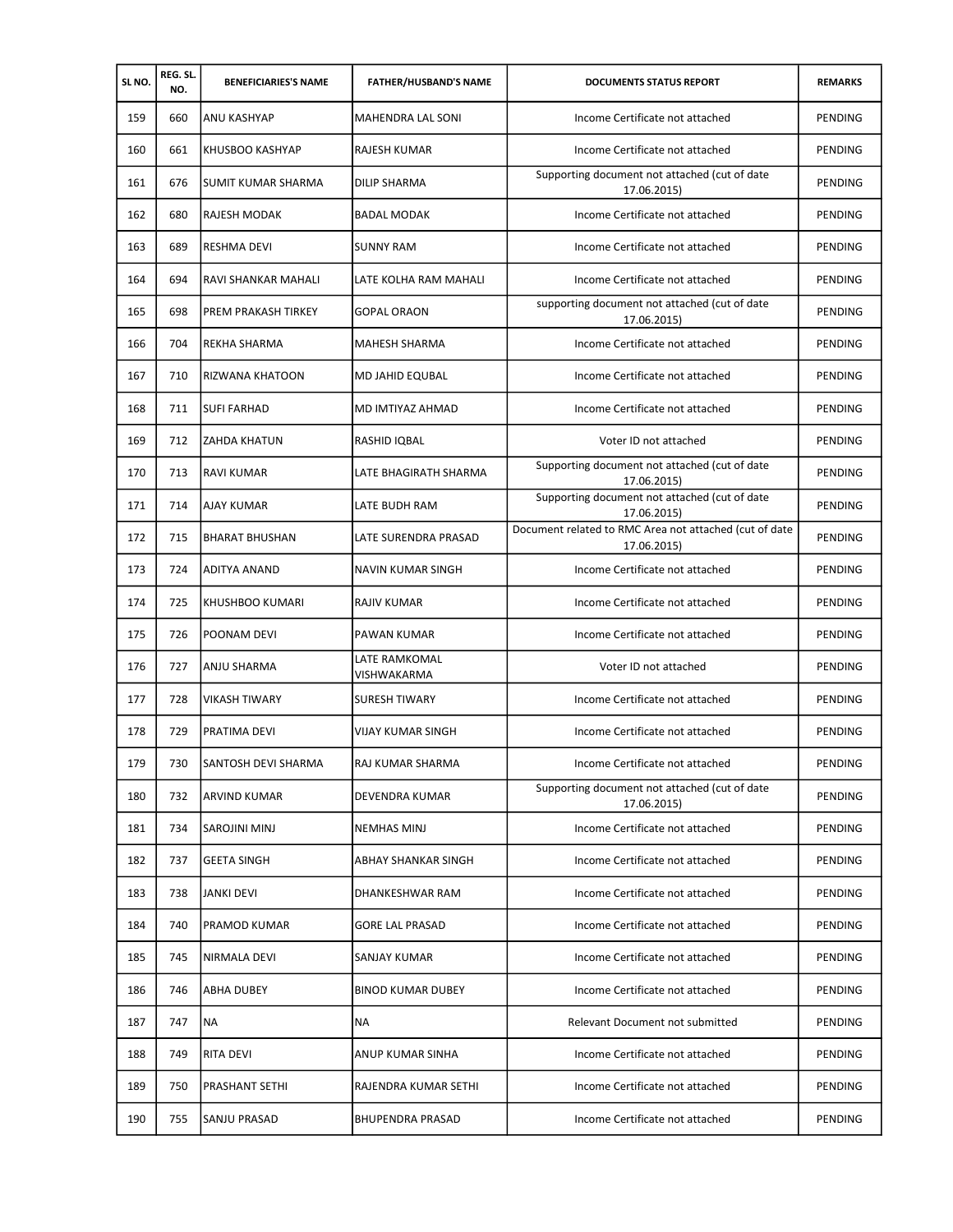| SL NO. | REG. SL. NO. | BENEFICIARIES'S NAME | FATHER/HUSBAND'S NAME | DOCUMENTS STATUS REPORT | REMARKS |
|---|---|---|---|---|---|
| 159 | 660 | ANU KASHYAP | MAHENDRA LAL SONI | Income Certificate not attached | PENDING |
| 160 | 661 | KHUSBOO KASHYAP | RAJESH KUMAR | Income Certificate not attached | PENDING |
| 161 | 676 | SUMIT KUMAR SHARMA | DILIP SHARMA | Supporting document not attached (cut of date 17.06.2015) | PENDING |
| 162 | 680 | RAJESH MODAK | BADAL MODAK | Income Certificate not attached | PENDING |
| 163 | 689 | RESHMA DEVI | SUNNY RAM | Income Certificate not attached | PENDING |
| 164 | 694 | RAVI SHANKAR MAHALI | LATE KOLHA RAM MAHALI | Income Certificate not attached | PENDING |
| 165 | 698 | PREM PRAKASH TIRKEY | GOPAL ORAON | supporting document not attached (cut of date 17.06.2015) | PENDING |
| 166 | 704 | REKHA SHARMA | MAHESH SHARMA | Income Certificate not attached | PENDING |
| 167 | 710 | RIZWANA KHATOON | MD JAHID EQUBAL | Income Certificate not attached | PENDING |
| 168 | 711 | SUFI FARHAD | MD IMTIYAZ AHMAD | Income Certificate not attached | PENDING |
| 169 | 712 | ZAHDA KHATUN | RASHID IQBAL | Voter ID not attached | PENDING |
| 170 | 713 | RAVI KUMAR | LATE BHAGIRATH SHARMA | Supporting document not attached (cut of date 17.06.2015) | PENDING |
| 171 | 714 | AJAY KUMAR | LATE BUDH RAM | Supporting document not attached (cut of date 17.06.2015) | PENDING |
| 172 | 715 | BHARAT BHUSHAN | LATE SURENDRA PRASAD | Document related to RMC Area not attached (cut of date 17.06.2015) | PENDING |
| 173 | 724 | ADITYA ANAND | NAVIN KUMAR SINGH | Income Certificate not attached | PENDING |
| 174 | 725 | KHUSHBOO KUMARI | RAJIV KUMAR | Income Certificate not attached | PENDING |
| 175 | 726 | POONAM DEVI | PAWAN KUMAR | Income Certificate not attached | PENDING |
| 176 | 727 | ANJU SHARMA | LATE RAMKOMAL VISHWAKARMA | Voter ID not attached | PENDING |
| 177 | 728 | VIKASH TIWARY | SURESH TIWARY | Income Certificate not attached | PENDING |
| 178 | 729 | PRATIMA DEVI | VIJAY KUMAR SINGH | Income Certificate not attached | PENDING |
| 179 | 730 | SANTOSH DEVI SHARMA | RAJ KUMAR SHARMA | Income Certificate not attached | PENDING |
| 180 | 732 | ARVIND KUMAR | DEVENDRA KUMAR | Supporting document not attached (cut of date 17.06.2015) | PENDING |
| 181 | 734 | SAROJINI MINJ | NEMHAS MINJ | Income Certificate not attached | PENDING |
| 182 | 737 | GEETA SINGH | ABHAY SHANKAR SINGH | Income Certificate not attached | PENDING |
| 183 | 738 | JANKI DEVI | DHANKESHWAR RAM | Income Certificate not attached | PENDING |
| 184 | 740 | PRAMOD KUMAR | GORE LAL PRASAD | Income Certificate not attached | PENDING |
| 185 | 745 | NIRMALA DEVI | SANJAY KUMAR | Income Certificate not attached | PENDING |
| 186 | 746 | ABHA DUBEY | BINOD KUMAR DUBEY | Income Certificate not attached | PENDING |
| 187 | 747 | NA | NA | Relevant Document not submitted | PENDING |
| 188 | 749 | RITA DEVI | ANUP KUMAR SINHA | Income Certificate not attached | PENDING |
| 189 | 750 | PRASHANT SETHI | RAJENDRA KUMAR SETHI | Income Certificate not attached | PENDING |
| 190 | 755 | SANJU PRASAD | BHUPENDRA PRASAD | Income Certificate not attached | PENDING |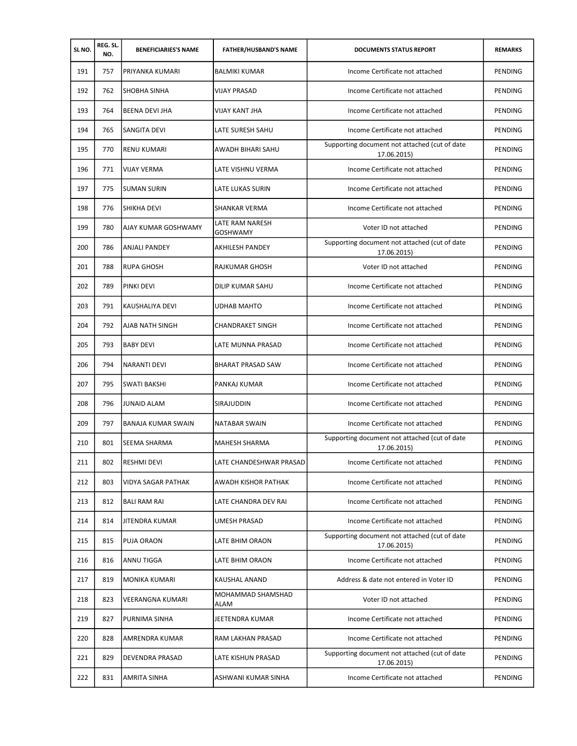| SL NO. | REG. SL. NO. | BENEFICIARIES'S NAME | FATHER/HUSBAND'S NAME | DOCUMENTS STATUS REPORT | REMARKS |
|---|---|---|---|---|---|
| 191 | 757 | PRIYANKA KUMARI | BALMIKI KUMAR | Income Certificate not attached | PENDING |
| 192 | 762 | SHOBHA SINHA | VIJAY PRASAD | Income Certificate not attached | PENDING |
| 193 | 764 | BEENA DEVI JHA | VIJAY KANT JHA | Income Certificate not attached | PENDING |
| 194 | 765 | SANGITA DEVI | LATE SURESH SAHU | Income Certificate not attached | PENDING |
| 195 | 770 | RENU KUMARI | AWADH BIHARI SAHU | Supporting document not attached (cut of date 17.06.2015) | PENDING |
| 196 | 771 | VIJAY VERMA | LATE VISHNU VERMA | Income Certificate not attached | PENDING |
| 197 | 775 | SUMAN SURIN | LATE LUKAS SURIN | Income Certificate not attached | PENDING |
| 198 | 776 | SHIKHA DEVI | SHANKAR VERMA | Income Certificate not attached | PENDING |
| 199 | 780 | AJAY KUMAR GOSHWAMY | LATE RAM NARESH GOSHWAMY | Voter ID not attached | PENDING |
| 200 | 786 | ANJALI PANDEY | AKHILESH PANDEY | Supporting document not attached (cut of date 17.06.2015) | PENDING |
| 201 | 788 | RUPA GHOSH | RAJKUMAR GHOSH | Voter ID not attached | PENDING |
| 202 | 789 | PINKI DEVI | DILIP KUMAR SAHU | Income Certificate not attached | PENDING |
| 203 | 791 | KAUSHALIYA DEVI | UDHAB MAHTO | Income Certificate not attached | PENDING |
| 204 | 792 | AJAB NATH SINGH | CHANDRAKET SINGH | Income Certificate not attached | PENDING |
| 205 | 793 | BABY DEVI | LATE MUNNA PRASAD | Income Certificate not attached | PENDING |
| 206 | 794 | NARANTI DEVI | BHARAT PRASAD SAW | Income Certificate not attached | PENDING |
| 207 | 795 | SWATI BAKSHI | PANKAJ KUMAR | Income Certificate not attached | PENDING |
| 208 | 796 | JUNAID ALAM | SIRAJUDDIN | Income Certificate not attached | PENDING |
| 209 | 797 | BANAJA KUMAR SWAIN | NATABAR SWAIN | Income Certificate not attached | PENDING |
| 210 | 801 | SEEMA SHARMA | MAHESH SHARMA | Supporting document not attached (cut of date 17.06.2015) | PENDING |
| 211 | 802 | RESHMI DEVI | LATE CHANDESHWAR PRASAD | Income Certificate not attached | PENDING |
| 212 | 803 | VIDYA SAGAR PATHAK | AWADH KISHOR PATHAK | Income Certificate not attached | PENDING |
| 213 | 812 | BALI RAM RAI | LATE CHANDRA DEV RAI | Income Certificate not attached | PENDING |
| 214 | 814 | JITENDRA KUMAR | UMESH PRASAD | Income Certificate not attached | PENDING |
| 215 | 815 | PUJA ORAON | LATE BHIM ORAON | Supporting document not attached (cut of date 17.06.2015) | PENDING |
| 216 | 816 | ANNU TIGGA | LATE BHIM ORAON | Income Certificate not attached | PENDING |
| 217 | 819 | MONIKA KUMARI | KAUSHAL ANAND | Address & date not entered in Voter ID | PENDING |
| 218 | 823 | VEERANGNA KUMARI | MOHAMMAD SHAMSHAD ALAM | Voter ID not attached | PENDING |
| 219 | 827 | PURNIMA SINHA | JEETENDRA KUMAR | Income Certificate not attached | PENDING |
| 220 | 828 | AMRENDRA KUMAR | RAM LAKHAN PRASAD | Income Certificate not attached | PENDING |
| 221 | 829 | DEVENDRA PRASAD | LATE KISHUN PRASAD | Supporting document not attached (cut of date 17.06.2015) | PENDING |
| 222 | 831 | AMRITA SINHA | ASHWANI KUMAR SINHA | Income Certificate not attached | PENDING |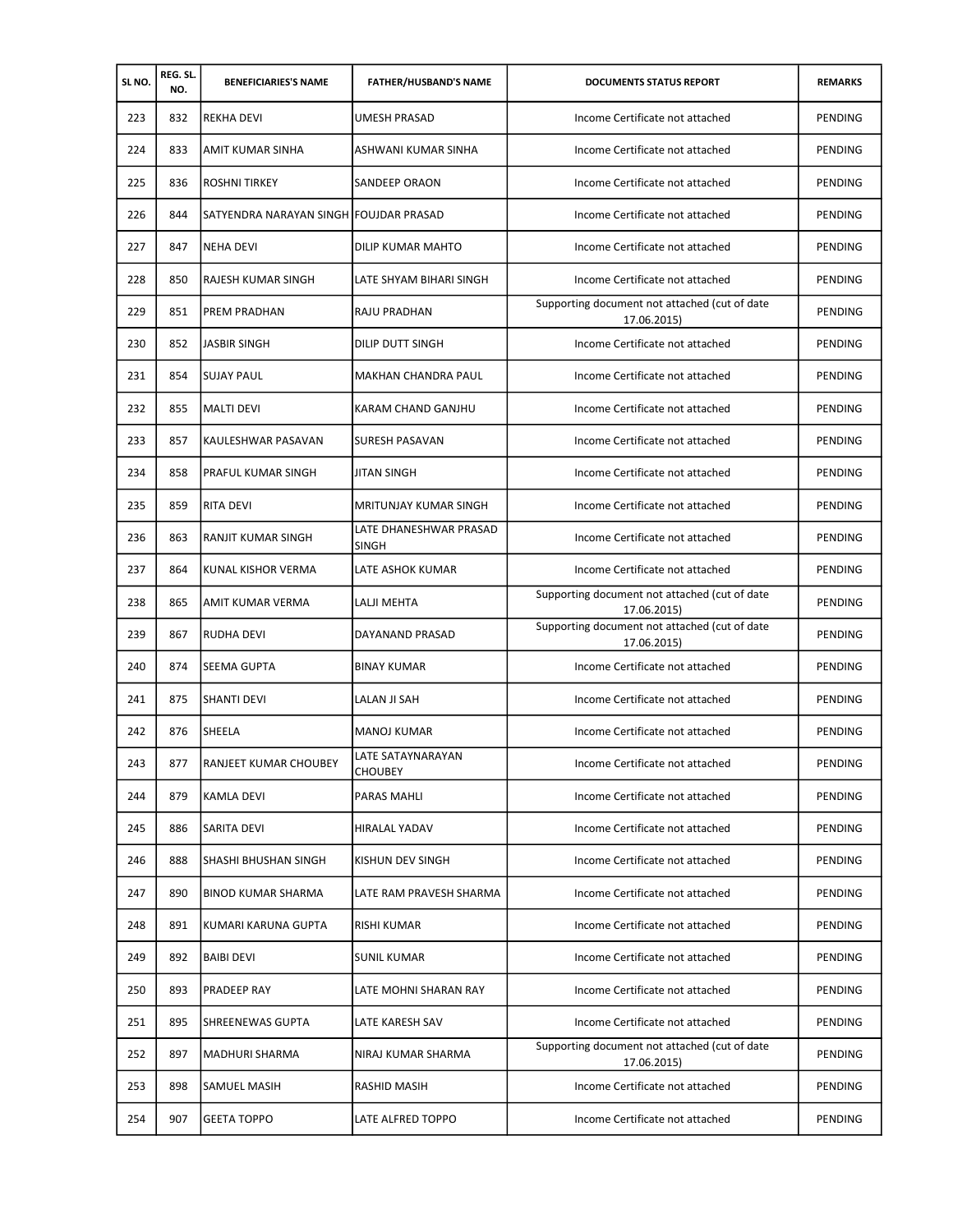| SL NO. | REG. SL. NO. | BENEFICIARIES'S NAME | FATHER/HUSBAND'S NAME | DOCUMENTS STATUS REPORT | REMARKS |
|---|---|---|---|---|---|
| 223 | 832 | REKHA DEVI | UMESH PRASAD | Income Certificate not attached | PENDING |
| 224 | 833 | AMIT KUMAR SINHA | ASHWANI KUMAR SINHA | Income Certificate not attached | PENDING |
| 225 | 836 | ROSHNI TIRKEY | SANDEEP ORAON | Income Certificate not attached | PENDING |
| 226 | 844 | SATYENDRA NARAYAN SINGH | FOUJDAR PRASAD | Income Certificate not attached | PENDING |
| 227 | 847 | NEHA DEVI | DILIP KUMAR MAHTO | Income Certificate not attached | PENDING |
| 228 | 850 | RAJESH KUMAR SINGH | LATE SHYAM BIHARI SINGH | Income Certificate not attached | PENDING |
| 229 | 851 | PREM PRADHAN | RAJU PRADHAN | Supporting document not attached (cut of date 17.06.2015) | PENDING |
| 230 | 852 | JASBIR SINGH | DILIP DUTT SINGH | Income Certificate not attached | PENDING |
| 231 | 854 | SUJAY PAUL | MAKHAN CHANDRA PAUL | Income Certificate not attached | PENDING |
| 232 | 855 | MALTI DEVI | KARAM CHAND GANJHU | Income Certificate not attached | PENDING |
| 233 | 857 | KAULESHWAR PASAVAN | SURESH PASAVAN | Income Certificate not attached | PENDING |
| 234 | 858 | PRAFUL KUMAR SINGH | JITAN SINGH | Income Certificate not attached | PENDING |
| 235 | 859 | RITA DEVI | MRITUNJAY KUMAR SINGH | Income Certificate not attached | PENDING |
| 236 | 863 | RANJIT KUMAR SINGH | LATE DHANESHWAR PRASAD SINGH | Income Certificate not attached | PENDING |
| 237 | 864 | KUNAL KISHOR VERMA | LATE ASHOK KUMAR | Income Certificate not attached | PENDING |
| 238 | 865 | AMIT KUMAR VERMA | LALJI MEHTA | Supporting document not attached (cut of date 17.06.2015) | PENDING |
| 239 | 867 | RUDHA DEVI | DAYANAND PRASAD | Supporting document not attached (cut of date 17.06.2015) | PENDING |
| 240 | 874 | SEEMA GUPTA | BINAY KUMAR | Income Certificate not attached | PENDING |
| 241 | 875 | SHANTI DEVI | LALAN JI SAH | Income Certificate not attached | PENDING |
| 242 | 876 | SHEELA | MANOJ KUMAR | Income Certificate not attached | PENDING |
| 243 | 877 | RANJEET KUMAR CHOUBEY | LATE SATAYNARAYAN CHOUBEY | Income Certificate not attached | PENDING |
| 244 | 879 | KAMLA DEVI | PARAS MAHLI | Income Certificate not attached | PENDING |
| 245 | 886 | SARITA DEVI | HIRALAL YADAV | Income Certificate not attached | PENDING |
| 246 | 888 | SHASHI BHUSHAN SINGH | KISHUN DEV SINGH | Income Certificate not attached | PENDING |
| 247 | 890 | BINOD KUMAR SHARMA | LATE RAM PRAVESH SHARMA | Income Certificate not attached | PENDING |
| 248 | 891 | KUMARI KARUNA GUPTA | RISHI KUMAR | Income Certificate not attached | PENDING |
| 249 | 892 | BAIBI DEVI | SUNIL KUMAR | Income Certificate not attached | PENDING |
| 250 | 893 | PRADEEP RAY | LATE MOHNI SHARAN RAY | Income Certificate not attached | PENDING |
| 251 | 895 | SHREENEWAS GUPTA | LATE KARESH SAV | Income Certificate not attached | PENDING |
| 252 | 897 | MADHURI SHARMA | NIRAJ KUMAR SHARMA | Supporting document not attached (cut of date 17.06.2015) | PENDING |
| 253 | 898 | SAMUEL MASIH | RASHID MASIH | Income Certificate not attached | PENDING |
| 254 | 907 | GEETA TOPPO | LATE ALFRED TOPPO | Income Certificate not attached | PENDING |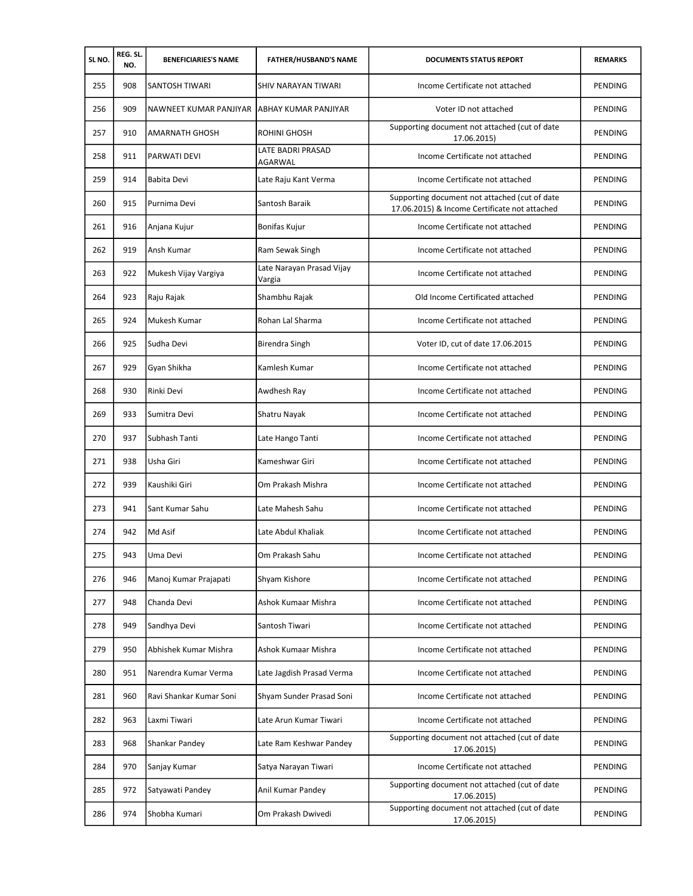| SL NO. | REG. SL. NO. | BENEFICIARIES'S NAME | FATHER/HUSBAND'S NAME | DOCUMENTS STATUS REPORT | REMARKS |
|---|---|---|---|---|---|
| 255 | 908 | SANTOSH TIWARI | SHIV NARAYAN TIWARI | Income Certificate not attached | PENDING |
| 256 | 909 | NAWNEET KUMAR PANJIYAR | ABHAY KUMAR PANJIYAR | Voter ID not attached | PENDING |
| 257 | 910 | AMARNATH GHOSH | ROHINI GHOSH | Supporting document not attached (cut of date 17.06.2015) | PENDING |
| 258 | 911 | PARWATI DEVI | LATE BADRI PRASAD AGARWAL | Income Certificate not attached | PENDING |
| 259 | 914 | Babita Devi | Late Raju Kant Verma | Income Certificate not attached | PENDING |
| 260 | 915 | Purnima Devi | Santosh Baraik | Supporting document not attached (cut of date 17.06.2015) & Income Certificate not attached | PENDING |
| 261 | 916 | Anjana Kujur | Bonifas Kujur | Income Certificate not attached | PENDING |
| 262 | 919 | Ansh Kumar | Ram Sewak Singh | Income Certificate not attached | PENDING |
| 263 | 922 | Mukesh Vijay Vargiya | Late Narayan Prasad Vijay Vargia | Income Certificate not attached | PENDING |
| 264 | 923 | Raju Rajak | Shambhu Rajak | Old Income Certificated attached | PENDING |
| 265 | 924 | Mukesh Kumar | Rohan Lal Sharma | Income Certificate not attached | PENDING |
| 266 | 925 | Sudha Devi | Birendra Singh | Voter ID, cut of date 17.06.2015 | PENDING |
| 267 | 929 | Gyan Shikha | Kamlesh Kumar | Income Certificate not attached | PENDING |
| 268 | 930 | Rinki Devi | Awdhesh Ray | Income Certificate not attached | PENDING |
| 269 | 933 | Sumitra Devi | Shatru Nayak | Income Certificate not attached | PENDING |
| 270 | 937 | Subhash Tanti | Late Hango Tanti | Income Certificate not attached | PENDING |
| 271 | 938 | Usha Giri | Kameshwar Giri | Income Certificate not attached | PENDING |
| 272 | 939 | Kaushiki Giri | Om Prakash Mishra | Income Certificate not attached | PENDING |
| 273 | 941 | Sant Kumar Sahu | Late Mahesh Sahu | Income Certificate not attached | PENDING |
| 274 | 942 | Md Asif | Late Abdul Khaliak | Income Certificate not attached | PENDING |
| 275 | 943 | Uma Devi | Om Prakash Sahu | Income Certificate not attached | PENDING |
| 276 | 946 | Manoj Kumar Prajapati | Shyam Kishore | Income Certificate not attached | PENDING |
| 277 | 948 | Chanda Devi | Ashok Kumaar Mishra | Income Certificate not attached | PENDING |
| 278 | 949 | Sandhya Devi | Santosh Tiwari | Income Certificate not attached | PENDING |
| 279 | 950 | Abhishek Kumar Mishra | Ashok Kumaar Mishra | Income Certificate not attached | PENDING |
| 280 | 951 | Narendra Kumar Verma | Late Jagdish Prasad Verma | Income Certificate not attached | PENDING |
| 281 | 960 | Ravi Shankar Kumar Soni | Shyam Sunder Prasad Soni | Income Certificate not attached | PENDING |
| 282 | 963 | Laxmi Tiwari | Late Arun Kumar Tiwari | Income Certificate not attached | PENDING |
| 283 | 968 | Shankar Pandey | Late Ram Keshwar Pandey | Supporting document not attached (cut of date 17.06.2015) | PENDING |
| 284 | 970 | Sanjay Kumar | Satya Narayan Tiwari | Income Certificate not attached | PENDING |
| 285 | 972 | Satyawati Pandey | Anil Kumar Pandey | Supporting document not attached (cut of date 17.06.2015) | PENDING |
| 286 | 974 | Shobha Kumari | Om Prakash Dwivedi | Supporting document not attached (cut of date 17.06.2015) | PENDING |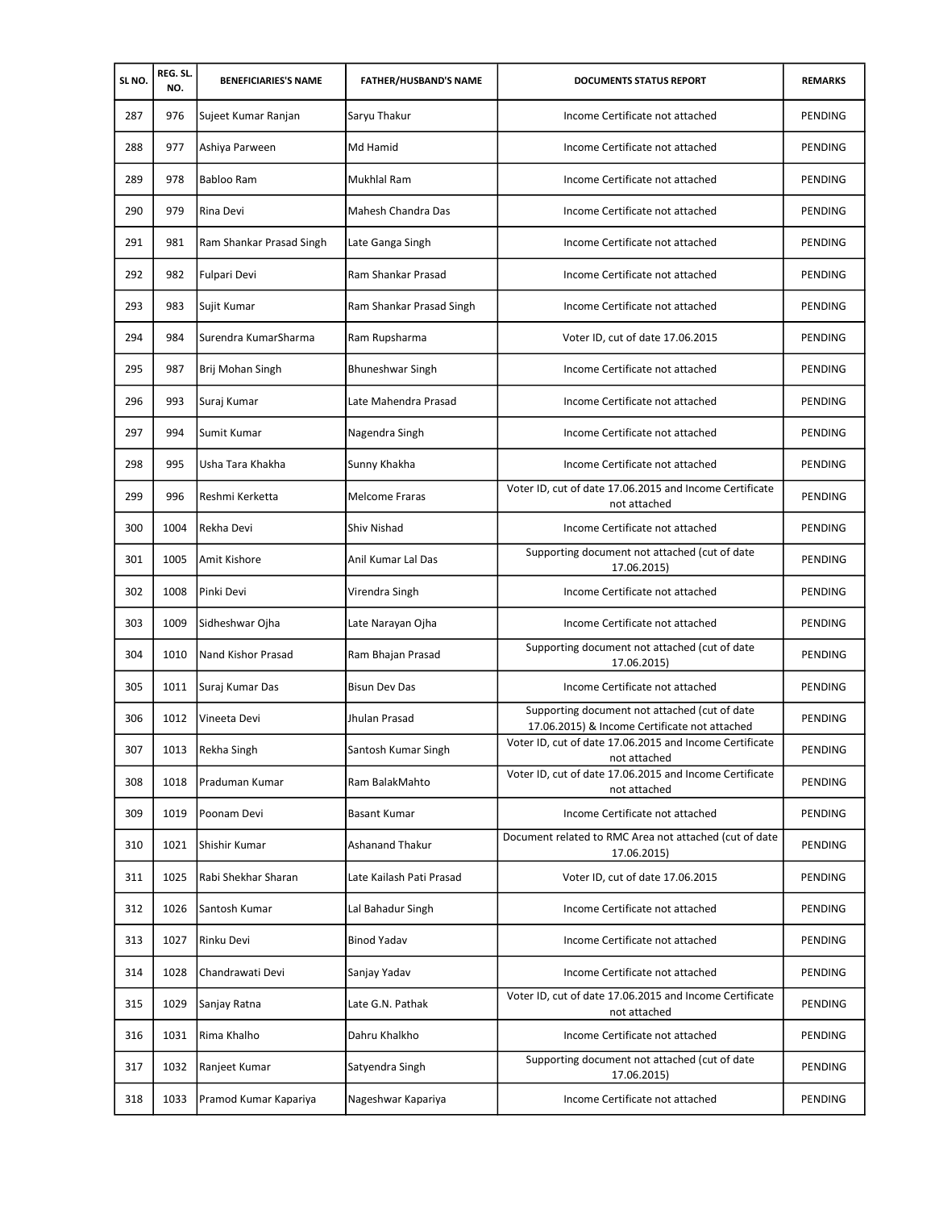| SL NO. | REG. SL. NO. | BENEFICIARIES'S NAME | FATHER/HUSBAND'S NAME | DOCUMENTS STATUS REPORT | REMARKS |
|---|---|---|---|---|---|
| 287 | 976 | Sujeet Kumar Ranjan | Saryu Thakur | Income Certificate not attached | PENDING |
| 288 | 977 | Ashiya Parween | Md Hamid | Income Certificate not attached | PENDING |
| 289 | 978 | Babloo Ram | Mukhlal Ram | Income Certificate not attached | PENDING |
| 290 | 979 | Rina Devi | Mahesh Chandra Das | Income Certificate not attached | PENDING |
| 291 | 981 | Ram Shankar Prasad Singh | Late Ganga Singh | Income Certificate not attached | PENDING |
| 292 | 982 | Fulpari Devi | Ram Shankar Prasad | Income Certificate not attached | PENDING |
| 293 | 983 | Sujit Kumar | Ram Shankar Prasad Singh | Income Certificate not attached | PENDING |
| 294 | 984 | Surendra KumarSharma | Ram Rupsharma | Voter ID, cut of date 17.06.2015 | PENDING |
| 295 | 987 | Brij Mohan Singh | Bhuneshwar Singh | Income Certificate not attached | PENDING |
| 296 | 993 | Suraj Kumar | Late Mahendra Prasad | Income Certificate not attached | PENDING |
| 297 | 994 | Sumit Kumar | Nagendra Singh | Income Certificate not attached | PENDING |
| 298 | 995 | Usha Tara Khakha | Sunny Khakha | Income Certificate not attached | PENDING |
| 299 | 996 | Reshmi Kerketta | Melcome Fraras | Voter ID, cut of date 17.06.2015 and Income Certificate not attached | PENDING |
| 300 | 1004 | Rekha Devi | Shiv Nishad | Income Certificate not attached | PENDING |
| 301 | 1005 | Amit Kishore | Anil Kumar Lal Das | Supporting document not attached (cut of date 17.06.2015) | PENDING |
| 302 | 1008 | Pinki Devi | Virendra Singh | Income Certificate not attached | PENDING |
| 303 | 1009 | Sidheshwar Ojha | Late Narayan Ojha | Income Certificate not attached | PENDING |
| 304 | 1010 | Nand Kishor Prasad | Ram Bhajan Prasad | Supporting document not attached (cut of date 17.06.2015) | PENDING |
| 305 | 1011 | Suraj Kumar Das | Bisun Dev Das | Income Certificate not attached | PENDING |
| 306 | 1012 | Vineeta Devi | Jhulan Prasad | Supporting document not attached (cut of date 17.06.2015) & Income Certificate not attached | PENDING |
| 307 | 1013 | Rekha Singh | Santosh Kumar Singh | Voter ID, cut of date 17.06.2015 and Income Certificate not attached | PENDING |
| 308 | 1018 | Praduman Kumar | Ram BalakMahto | Voter ID, cut of date 17.06.2015 and Income Certificate not attached | PENDING |
| 309 | 1019 | Poonam Devi | Basant Kumar | Income Certificate not attached | PENDING |
| 310 | 1021 | Shishir Kumar | Ashanand Thakur | Document related to RMC Area not attached (cut of date 17.06.2015) | PENDING |
| 311 | 1025 | Rabi Shekhar Sharan | Late Kailash Pati Prasad | Voter ID, cut of date 17.06.2015 | PENDING |
| 312 | 1026 | Santosh Kumar | Lal Bahadur Singh | Income Certificate not attached | PENDING |
| 313 | 1027 | Rinku Devi | Binod Yadav | Income Certificate not attached | PENDING |
| 314 | 1028 | Chandrawati Devi | Sanjay Yadav | Income Certificate not attached | PENDING |
| 315 | 1029 | Sanjay Ratna | Late G.N. Pathak | Voter ID, cut of date 17.06.2015 and Income Certificate not attached | PENDING |
| 316 | 1031 | Rima Khalho | Dahru Khalkho | Income Certificate not attached | PENDING |
| 317 | 1032 | Ranjeet Kumar | Satyendra Singh | Supporting document not attached (cut of date 17.06.2015) | PENDING |
| 318 | 1033 | Pramod Kumar Kapariya | Nageshwar Kapariya | Income Certificate not attached | PENDING |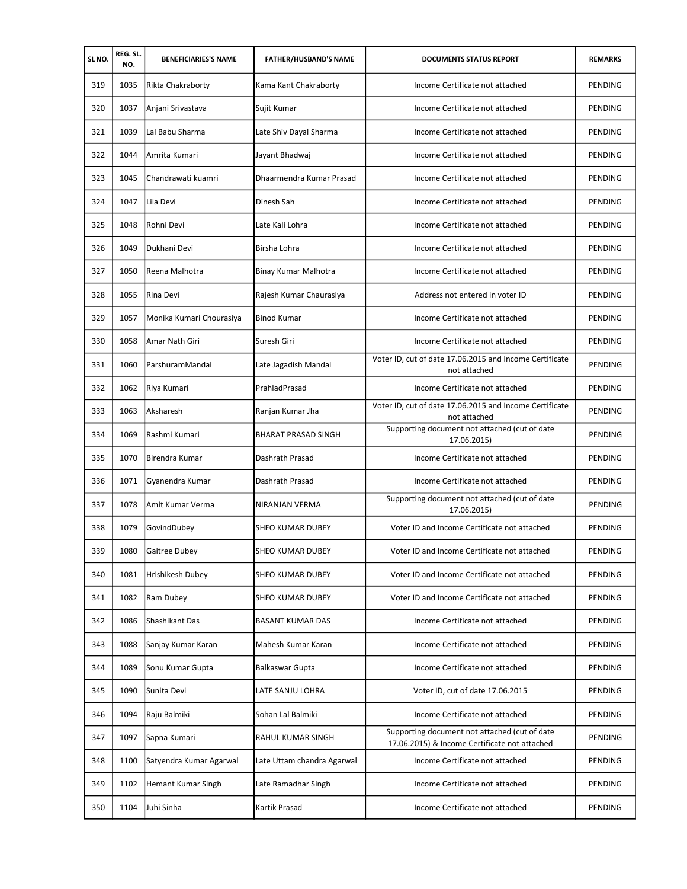| SL NO. | REG. SL. NO. | BENEFICIARIES'S NAME | FATHER/HUSBAND'S NAME | DOCUMENTS STATUS REPORT | REMARKS |
|---|---|---|---|---|---|
| 319 | 1035 | Rikta Chakraborty | Kama Kant Chakraborty | Income Certificate not attached | PENDING |
| 320 | 1037 | Anjani Srivastava | Sujit Kumar | Income Certificate not attached | PENDING |
| 321 | 1039 | Lal Babu Sharma | Late Shiv Dayal Sharma | Income Certificate not attached | PENDING |
| 322 | 1044 | Amrita Kumari | Jayant Bhadwaj | Income Certificate not attached | PENDING |
| 323 | 1045 | Chandrawati kuamri | Dhaarmendra Kumar Prasad | Income Certificate not attached | PENDING |
| 324 | 1047 | Lila Devi | Dinesh Sah | Income Certificate not attached | PENDING |
| 325 | 1048 | Rohni Devi | Late Kali Lohra | Income Certificate not attached | PENDING |
| 326 | 1049 | Dukhani Devi | Birsha Lohra | Income Certificate not attached | PENDING |
| 327 | 1050 | Reena Malhotra | Binay Kumar Malhotra | Income Certificate not attached | PENDING |
| 328 | 1055 | Rina Devi | Rajesh Kumar Chaurasiya | Address not entered in voter ID | PENDING |
| 329 | 1057 | Monika Kumari Chourasiya | Binod Kumar | Income Certificate not attached | PENDING |
| 330 | 1058 | Amar Nath Giri | Suresh Giri | Income Certificate not attached | PENDING |
| 331 | 1060 | ParshuramMandal | Late Jagadish Mandal | Voter ID, cut of date 17.06.2015 and Income Certificate not attached | PENDING |
| 332 | 1062 | Riya Kumari | PrahladPrasad | Income Certificate not attached | PENDING |
| 333 | 1063 | Aksharesh | Ranjan Kumar Jha | Voter ID, cut of date 17.06.2015 and Income Certificate not attached | PENDING |
| 334 | 1069 | Rashmi Kumari | BHARAT PRASAD SINGH | Supporting document not attached (cut of date 17.06.2015) | PENDING |
| 335 | 1070 | Birendra Kumar | Dashrath Prasad | Income Certificate not attached | PENDING |
| 336 | 1071 | Gyanendra Kumar | Dashrath Prasad | Income Certificate not attached | PENDING |
| 337 | 1078 | Amit Kumar Verma | NIRANJAN VERMA | Supporting document not attached (cut of date 17.06.2015) | PENDING |
| 338 | 1079 | GovindDubey | SHEO KUMAR DUBEY | Voter ID and Income Certificate not attached | PENDING |
| 339 | 1080 | Gaitree Dubey | SHEO KUMAR DUBEY | Voter ID and Income Certificate not attached | PENDING |
| 340 | 1081 | Hrishikesh Dubey | SHEO KUMAR DUBEY | Voter ID and Income Certificate not attached | PENDING |
| 341 | 1082 | Ram Dubey | SHEO KUMAR DUBEY | Voter ID and Income Certificate not attached | PENDING |
| 342 | 1086 | Shashikant Das | BASANT KUMAR DAS | Income Certificate not attached | PENDING |
| 343 | 1088 | Sanjay Kumar Karan | Mahesh Kumar Karan | Income Certificate not attached | PENDING |
| 344 | 1089 | Sonu Kumar Gupta | Balkaswar Gupta | Income Certificate not attached | PENDING |
| 345 | 1090 | Sunita Devi | LATE SANJU LOHRA | Voter ID, cut of date 17.06.2015 | PENDING |
| 346 | 1094 | Raju Balmiki | Sohan Lal Balmiki | Income Certificate not attached | PENDING |
| 347 | 1097 | Sapna Kumari | RAHUL KUMAR SINGH | Supporting document not attached (cut of date 17.06.2015) & Income Certificate not attached | PENDING |
| 348 | 1100 | Satyendra Kumar Agarwal | Late Uttam chandra Agarwal | Income Certificate not attached | PENDING |
| 349 | 1102 | Hemant Kumar Singh | Late Ramadhar Singh | Income Certificate not attached | PENDING |
| 350 | 1104 | Juhi Sinha | Kartik Prasad | Income Certificate not attached | PENDING |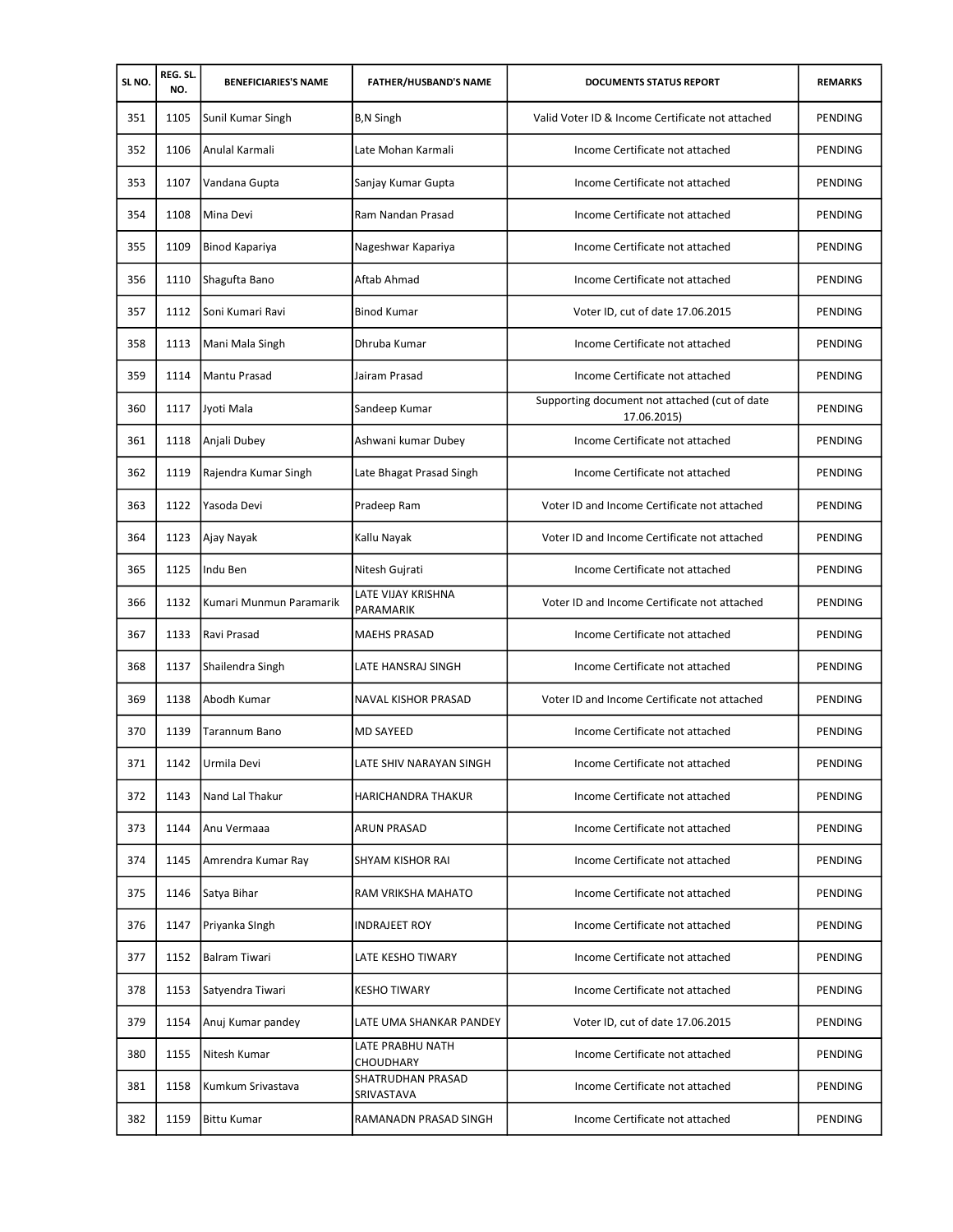| SL NO. | REG. SL. NO. | BENEFICIARIES'S NAME | FATHER/HUSBAND'S NAME | DOCUMENTS STATUS REPORT | REMARKS |
|---|---|---|---|---|---|
| 351 | 1105 | Sunil Kumar Singh | B,N Singh | Valid Voter ID & Income Certificate not attached | PENDING |
| 352 | 1106 | Anulal Karmali | Late Mohan Karmali | Income Certificate not attached | PENDING |
| 353 | 1107 | Vandana Gupta | Sanjay Kumar Gupta | Income Certificate not attached | PENDING |
| 354 | 1108 | Mina Devi | Ram Nandan Prasad | Income Certificate not attached | PENDING |
| 355 | 1109 | Binod Kapariya | Nageshwar Kapariya | Income Certificate not attached | PENDING |
| 356 | 1110 | Shagufta Bano | Aftab Ahmad | Income Certificate not attached | PENDING |
| 357 | 1112 | Soni Kumari Ravi | Binod Kumar | Voter ID, cut of date 17.06.2015 | PENDING |
| 358 | 1113 | Mani Mala Singh | Dhruba Kumar | Income Certificate not attached | PENDING |
| 359 | 1114 | Mantu Prasad | Jairam Prasad | Income Certificate not attached | PENDING |
| 360 | 1117 | Jyoti Mala | Sandeep Kumar | Supporting document not attached (cut of date 17.06.2015) | PENDING |
| 361 | 1118 | Anjali Dubey | Ashwani kumar Dubey | Income Certificate not attached | PENDING |
| 362 | 1119 | Rajendra Kumar Singh | Late Bhagat Prasad Singh | Income Certificate not attached | PENDING |
| 363 | 1122 | Yasoda Devi | Pradeep Ram | Voter ID and Income Certificate not attached | PENDING |
| 364 | 1123 | Ajay Nayak | Kallu Nayak | Voter ID and Income Certificate not attached | PENDING |
| 365 | 1125 | Indu Ben | Nitesh Gujrati | Income Certificate not attached | PENDING |
| 366 | 1132 | Kumari Munmun Paramarik | LATE VIJAY KRISHNA PARAMARIK | Voter ID and Income Certificate not attached | PENDING |
| 367 | 1133 | Ravi Prasad | MAEHS PRASAD | Income Certificate not attached | PENDING |
| 368 | 1137 | Shailendra Singh | LATE HANSRAJ SINGH | Income Certificate not attached | PENDING |
| 369 | 1138 | Abodh Kumar | NAVAL KISHOR PRASAD | Voter ID and Income Certificate not attached | PENDING |
| 370 | 1139 | Tarannum Bano | MD SAYEED | Income Certificate not attached | PENDING |
| 371 | 1142 | Urmila Devi | LATE SHIV NARAYAN SINGH | Income Certificate not attached | PENDING |
| 372 | 1143 | Nand Lal Thakur | HARICHANDRA THAKUR | Income Certificate not attached | PENDING |
| 373 | 1144 | Anu Vermaaa | ARUN PRASAD | Income Certificate not attached | PENDING |
| 374 | 1145 | Amrendra Kumar Ray | SHYAM KISHOR RAI | Income Certificate not attached | PENDING |
| 375 | 1146 | Satya Bihar | RAM VRIKSHA MAHATO | Income Certificate not attached | PENDING |
| 376 | 1147 | Priyanka SIngh | INDRAJEET ROY | Income Certificate not attached | PENDING |
| 377 | 1152 | Balram Tiwari | LATE KESHO TIWARY | Income Certificate not attached | PENDING |
| 378 | 1153 | Satyendra Tiwari | KESHO TIWARY | Income Certificate not attached | PENDING |
| 379 | 1154 | Anuj Kumar pandey | LATE UMA SHANKAR PANDEY | Voter ID, cut of date 17.06.2015 | PENDING |
| 380 | 1155 | Nitesh Kumar | LATE PRABHU NATH CHOUDHARY | Income Certificate not attached | PENDING |
| 381 | 1158 | Kumkum Srivastava | SHATRUDHAN PRASAD SRIVASTAVA | Income Certificate not attached | PENDING |
| 382 | 1159 | Bittu Kumar | RAMANADN PRASAD SINGH | Income Certificate not attached | PENDING |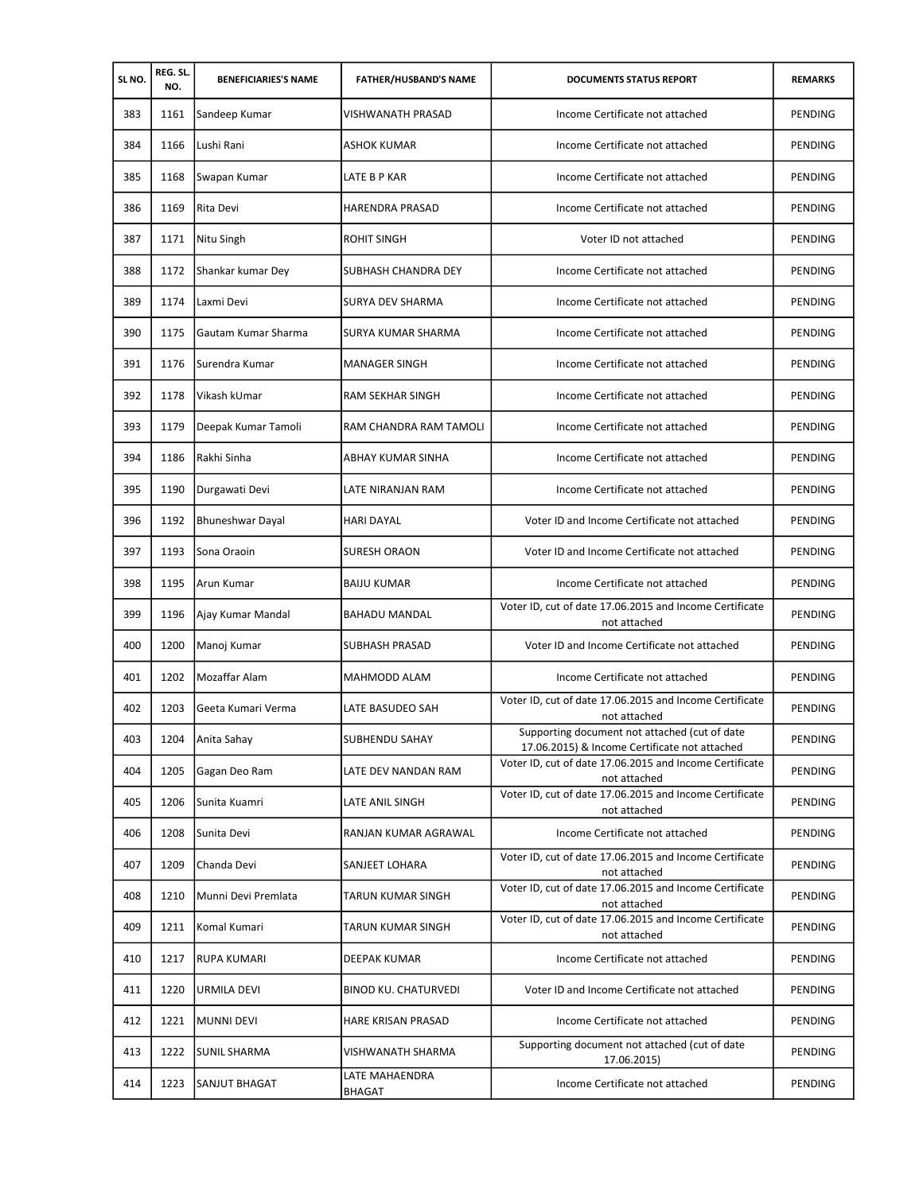| SL NO. | REG. SL. NO. | BENEFICIARIES'S NAME | FATHER/HUSBAND'S NAME | DOCUMENTS STATUS REPORT | REMARKS |
|---|---|---|---|---|---|
| 383 | 1161 | Sandeep Kumar | VISHWANATH PRASAD | Income Certificate not attached | PENDING |
| 384 | 1166 | Lushi Rani | ASHOK KUMAR | Income Certificate not attached | PENDING |
| 385 | 1168 | Swapan Kumar | LATE B P KAR | Income Certificate not attached | PENDING |
| 386 | 1169 | Rita Devi | HARENDRA PRASAD | Income Certificate not attached | PENDING |
| 387 | 1171 | Nitu Singh | ROHIT SINGH | Voter ID not attached | PENDING |
| 388 | 1172 | Shankar kumar Dey | SUBHASH CHANDRA DEY | Income Certificate not attached | PENDING |
| 389 | 1174 | Laxmi Devi | SURYA DEV SHARMA | Income Certificate not attached | PENDING |
| 390 | 1175 | Gautam Kumar Sharma | SURYA KUMAR SHARMA | Income Certificate not attached | PENDING |
| 391 | 1176 | Surendra Kumar | MANAGER SINGH | Income Certificate not attached | PENDING |
| 392 | 1178 | Vikash kUmar | RAM SEKHAR SINGH | Income Certificate not attached | PENDING |
| 393 | 1179 | Deepak Kumar Tamoli | RAM CHANDRA RAM TAMOLI | Income Certificate not attached | PENDING |
| 394 | 1186 | Rakhi Sinha | ABHAY KUMAR SINHA | Income Certificate not attached | PENDING |
| 395 | 1190 | Durgawati Devi | LATE NIRANJAN RAM | Income Certificate not attached | PENDING |
| 396 | 1192 | Bhuneshwar Dayal | HARI DAYAL | Voter ID and Income Certificate not attached | PENDING |
| 397 | 1193 | Sona Oraoin | SURESH ORAON | Voter ID and Income Certificate not attached | PENDING |
| 398 | 1195 | Arun Kumar | BAIJU KUMAR | Income Certificate not attached | PENDING |
| 399 | 1196 | Ajay Kumar Mandal | BAHADU MANDAL | Voter ID, cut of date 17.06.2015 and Income Certificate not attached | PENDING |
| 400 | 1200 | Manoj Kumar | SUBHASH PRASAD | Voter ID and Income Certificate not attached | PENDING |
| 401 | 1202 | Mozaffar Alam | MAHMODD ALAM | Income Certificate not attached | PENDING |
| 402 | 1203 | Geeta Kumari Verma | LATE BASUDEO SAH | Voter ID, cut of date 17.06.2015 and Income Certificate not attached | PENDING |
| 403 | 1204 | Anita Sahay | SUBHENDU SAHAY | Supporting document not attached (cut of date 17.06.2015) & Income Certificate not attached | PENDING |
| 404 | 1205 | Gagan Deo Ram | LATE DEV NANDAN RAM | Voter ID, cut of date 17.06.2015 and Income Certificate not attached | PENDING |
| 405 | 1206 | Sunita Kuamri | LATE ANIL SINGH | Voter ID, cut of date 17.06.2015 and Income Certificate not attached | PENDING |
| 406 | 1208 | Sunita Devi | RANJAN KUMAR AGRAWAL | Income Certificate not attached | PENDING |
| 407 | 1209 | Chanda Devi | SANJEET LOHARA | Voter ID, cut of date 17.06.2015 and Income Certificate not attached | PENDING |
| 408 | 1210 | Munni Devi Premlata | TARUN KUMAR SINGH | Voter ID, cut of date 17.06.2015 and Income Certificate not attached | PENDING |
| 409 | 1211 | Komal Kumari | TARUN KUMAR SINGH | Voter ID, cut of date 17.06.2015 and Income Certificate not attached | PENDING |
| 410 | 1217 | RUPA KUMARI | DEEPAK KUMAR | Income Certificate not attached | PENDING |
| 411 | 1220 | URMILA DEVI | BINOD KU. CHATURVEDI | Voter ID and Income Certificate not attached | PENDING |
| 412 | 1221 | MUNNI DEVI | HARE KRISAN PRASAD | Income Certificate not attached | PENDING |
| 413 | 1222 | SUNIL SHARMA | VISHWANATH SHARMA | Supporting document not attached (cut of date 17.06.2015) | PENDING |
| 414 | 1223 | SANJUT BHAGAT | LATE MAHAENDRA BHAGAT | Income Certificate not attached | PENDING |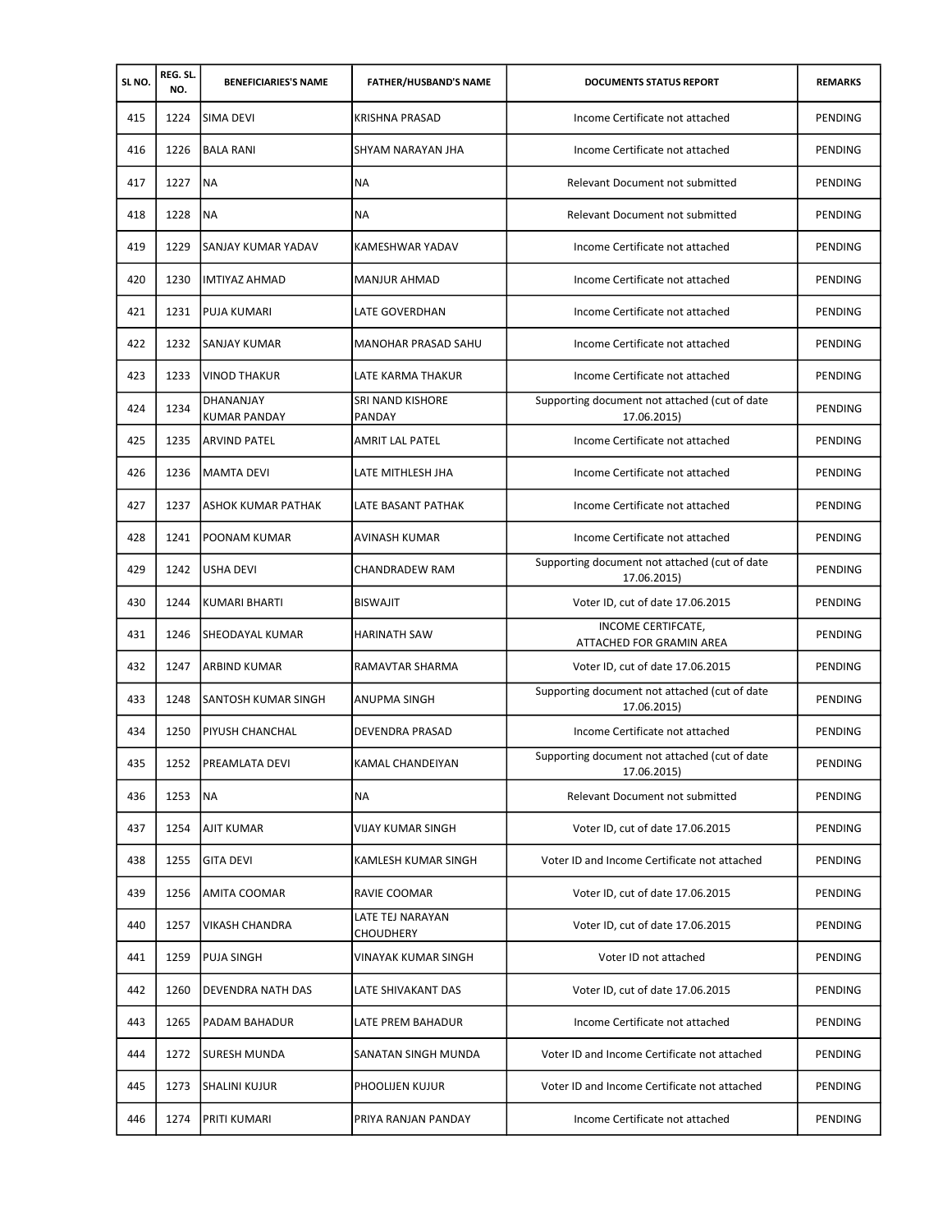| SL NO. | REG. SL. NO. | BENEFICIARIES'S NAME | FATHER/HUSBAND'S NAME | DOCUMENTS STATUS REPORT | REMARKS |
|---|---|---|---|---|---|
| 415 | 1224 | SIMA DEVI | KRISHNA PRASAD | Income Certificate not attached | PENDING |
| 416 | 1226 | BALA RANI | SHYAM NARAYAN JHA | Income Certificate not attached | PENDING |
| 417 | 1227 | NA | NA | Relevant Document not submitted | PENDING |
| 418 | 1228 | NA | NA | Relevant Document not submitted | PENDING |
| 419 | 1229 | SANJAY KUMAR YADAV | KAMESHWAR YADAV | Income Certificate not attached | PENDING |
| 420 | 1230 | IMTIYAZ AHMAD | MANJUR AHMAD | Income Certificate not attached | PENDING |
| 421 | 1231 | PUJA KUMARI | LATE GOVERDHAN | Income Certificate not attached | PENDING |
| 422 | 1232 | SANJAY KUMAR | MANOHAR PRASAD SAHU | Income Certificate not attached | PENDING |
| 423 | 1233 | VINOD THAKUR | LATE KARMA THAKUR | Income Certificate not attached | PENDING |
| 424 | 1234 | DHANANJAY KUMAR PANDAY | SRI NAND KISHORE PANDAY | Supporting document not attached (cut of date 17.06.2015) | PENDING |
| 425 | 1235 | ARVIND PATEL | AMRIT LAL PATEL | Income Certificate not attached | PENDING |
| 426 | 1236 | MAMTA DEVI | LATE MITHLESH JHA | Income Certificate not attached | PENDING |
| 427 | 1237 | ASHOK KUMAR PATHAK | LATE BASANT PATHAK | Income Certificate not attached | PENDING |
| 428 | 1241 | POONAM KUMAR | AVINASH KUMAR | Income Certificate not attached | PENDING |
| 429 | 1242 | USHA DEVI | CHANDRADEW RAM | Supporting document not attached (cut of date 17.06.2015) | PENDING |
| 430 | 1244 | KUMARI BHARTI | BISWAJIT | Voter ID, cut of date 17.06.2015 | PENDING |
| 431 | 1246 | SHEODAYAL KUMAR | HARINATH SAW | INCOME CERTIFCATE, ATTACHED FOR GRAMIN AREA | PENDING |
| 432 | 1247 | ARBIND KUMAR | RAMAVTAR SHARMA | Voter ID, cut of date 17.06.2015 | PENDING |
| 433 | 1248 | SANTOSH KUMAR SINGH | ANUPMA SINGH | Supporting document not attached (cut of date 17.06.2015) | PENDING |
| 434 | 1250 | PIYUSH CHANCHAL | DEVENDRA PRASAD | Income Certificate not attached | PENDING |
| 435 | 1252 | PREAMLATA DEVI | KAMAL CHANDEIYAN | Supporting document not attached (cut of date 17.06.2015) | PENDING |
| 436 | 1253 | NA | NA | Relevant Document not submitted | PENDING |
| 437 | 1254 | AJIT KUMAR | VIJAY KUMAR SINGH | Voter ID, cut of date 17.06.2015 | PENDING |
| 438 | 1255 | GITA DEVI | KAMLESH KUMAR SINGH | Voter ID and Income Certificate not attached | PENDING |
| 439 | 1256 | AMITA COOMAR | RAVIE COOMAR | Voter ID, cut of date 17.06.2015 | PENDING |
| 440 | 1257 | VIKASH CHANDRA | LATE TEJ NARAYAN CHOUDHERY | Voter ID, cut of date 17.06.2015 | PENDING |
| 441 | 1259 | PUJA SINGH | VINAYAK KUMAR SINGH | Voter ID not attached | PENDING |
| 442 | 1260 | DEVENDRA NATH DAS | LATE SHIVAKANT DAS | Voter ID, cut of date 17.06.2015 | PENDING |
| 443 | 1265 | PADAM BAHADUR | LATE PREM BAHADUR | Income Certificate not attached | PENDING |
| 444 | 1272 | SURESH MUNDA | SANATAN SINGH MUNDA | Voter ID and Income Certificate not attached | PENDING |
| 445 | 1273 | SHALINI KUJUR | PHOOLIJEN KUJUR | Voter ID and Income Certificate not attached | PENDING |
| 446 | 1274 | PRITI KUMARI | PRIYA RANJAN PANDAY | Income Certificate not attached | PENDING |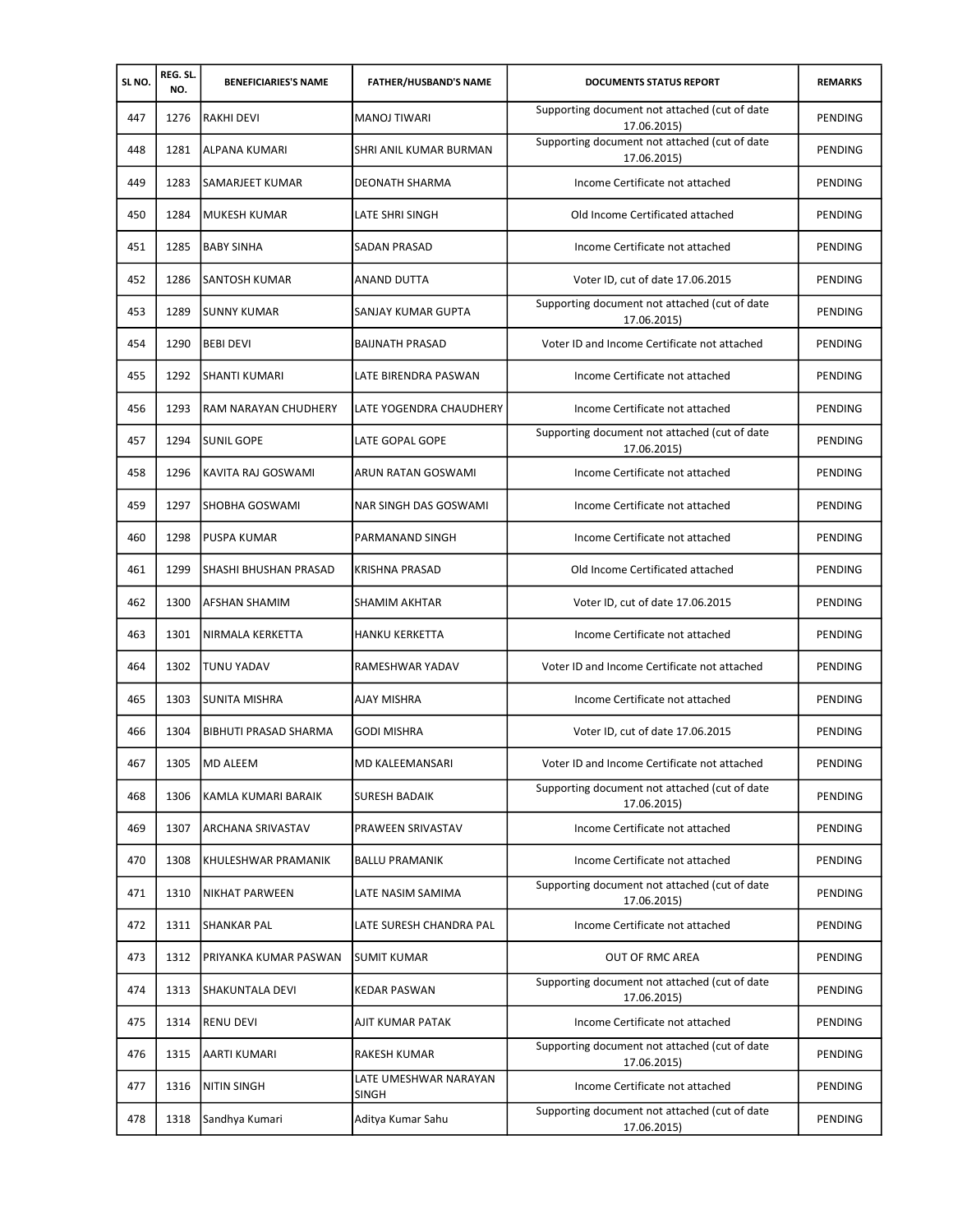| SL NO. | REG. SL. NO. | BENEFICIARIES'S NAME | FATHER/HUSBAND'S NAME | DOCUMENTS STATUS REPORT | REMARKS |
|---|---|---|---|---|---|
| 447 | 1276 | RAKHI DEVI | MANOJ TIWARI | Supporting document not attached (cut of date 17.06.2015) | PENDING |
| 448 | 1281 | ALPANA KUMARI | SHRI ANIL KUMAR BURMAN | Supporting document not attached (cut of date 17.06.2015) | PENDING |
| 449 | 1283 | SAMARJEET KUMAR | DEONATH SHARMA | Income Certificate not attached | PENDING |
| 450 | 1284 | MUKESH KUMAR | LATE SHRI SINGH | Old Income Certificated attached | PENDING |
| 451 | 1285 | BABY SINHA | SADAN PRASAD | Income Certificate not attached | PENDING |
| 452 | 1286 | SANTOSH KUMAR | ANAND DUTTA | Voter ID, cut of date 17.06.2015 | PENDING |
| 453 | 1289 | SUNNY KUMAR | SANJAY KUMAR GUPTA | Supporting document not attached (cut of date 17.06.2015) | PENDING |
| 454 | 1290 | BEBI DEVI | BAIJNATH PRASAD | Voter ID and Income Certificate not attached | PENDING |
| 455 | 1292 | SHANTI KUMARI | LATE BIRENDRA PASWAN | Income Certificate not attached | PENDING |
| 456 | 1293 | RAM NARAYAN CHUDHERY | LATE YOGENDRA CHAUDHERY | Income Certificate not attached | PENDING |
| 457 | 1294 | SUNIL GOPE | LATE GOPAL GOPE | Supporting document not attached (cut of date 17.06.2015) | PENDING |
| 458 | 1296 | KAVITA RAJ GOSWAMI | ARUN RATAN GOSWAMI | Income Certificate not attached | PENDING |
| 459 | 1297 | SHOBHA GOSWAMI | NAR SINGH DAS GOSWAMI | Income Certificate not attached | PENDING |
| 460 | 1298 | PUSPA KUMAR | PARMANAND SINGH | Income Certificate not attached | PENDING |
| 461 | 1299 | SHASHI BHUSHAN PRASAD | KRISHNA PRASAD | Old Income Certificated attached | PENDING |
| 462 | 1300 | AFSHAN SHAMIM | SHAMIM AKHTAR | Voter ID, cut of date 17.06.2015 | PENDING |
| 463 | 1301 | NIRMALA KERKETTA | HANKU KERKETTA | Income Certificate not attached | PENDING |
| 464 | 1302 | TUNU YADAV | RAMESHWAR YADAV | Voter ID and Income Certificate not attached | PENDING |
| 465 | 1303 | SUNITA MISHRA | AJAY MISHRA | Income Certificate not attached | PENDING |
| 466 | 1304 | BIBHUTI PRASAD SHARMA | GODI MISHRA | Voter ID, cut of date 17.06.2015 | PENDING |
| 467 | 1305 | MD ALEEM | MD KALEEMANSARI | Voter ID and Income Certificate not attached | PENDING |
| 468 | 1306 | KAMLA KUMARI BARAIK | SURESH BADAIK | Supporting document not attached (cut of date 17.06.2015) | PENDING |
| 469 | 1307 | ARCHANA SRIVASTAV | PRAWEEN SRIVASTAV | Income Certificate not attached | PENDING |
| 470 | 1308 | KHULESHWAR PRAMANIK | BALLU PRAMANIK | Income Certificate not attached | PENDING |
| 471 | 1310 | NIKHAT PARWEEN | LATE NASIM SAMIMA | Supporting document not attached (cut of date 17.06.2015) | PENDING |
| 472 | 1311 | SHANKAR PAL | LATE SURESH CHANDRA PAL | Income Certificate not attached | PENDING |
| 473 | 1312 | PRIYANKA KUMAR PASWAN | SUMIT KUMAR | OUT OF RMC AREA | PENDING |
| 474 | 1313 | SHAKUNTALA DEVI | KEDAR PASWAN | Supporting document not attached (cut of date 17.06.2015) | PENDING |
| 475 | 1314 | RENU DEVI | AJIT KUMAR PATAK | Income Certificate not attached | PENDING |
| 476 | 1315 | AARTI KUMARI | RAKESH KUMAR | Supporting document not attached (cut of date 17.06.2015) | PENDING |
| 477 | 1316 | NITIN SINGH | LATE UMESHWAR NARAYAN SINGH | Income Certificate not attached | PENDING |
| 478 | 1318 | Sandhya Kumari | Aditya Kumar Sahu | Supporting document not attached (cut of date 17.06.2015) | PENDING |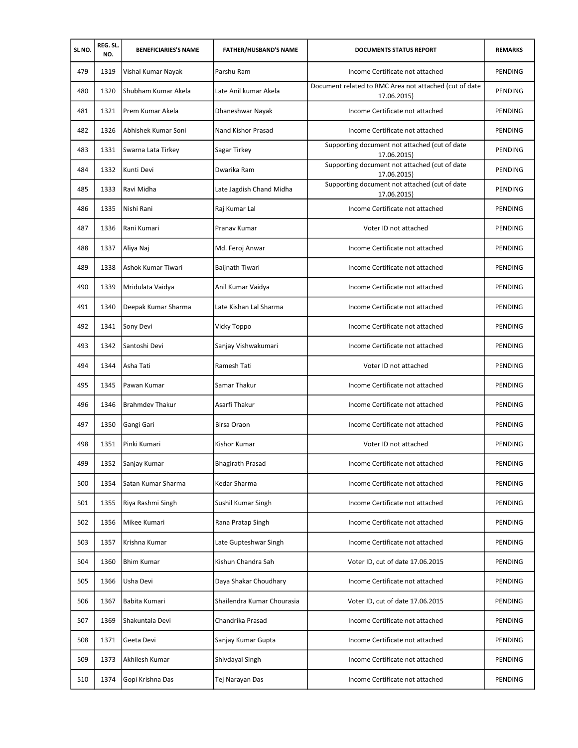| SL NO. | REG. SL. NO. | BENEFICIARIES'S NAME | FATHER/HUSBAND'S NAME | DOCUMENTS STATUS REPORT | REMARKS |
|---|---|---|---|---|---|
| 479 | 1319 | Vishal Kumar Nayak | Parshu Ram | Income Certificate not attached | PENDING |
| 480 | 1320 | Shubham Kumar Akela | Late Anil kumar Akela | Document related to RMC Area not attached (cut of date 17.06.2015) | PENDING |
| 481 | 1321 | Prem Kumar Akela | Dhaneshwar Nayak | Income Certificate not attached | PENDING |
| 482 | 1326 | Abhishek Kumar Soni | Nand Kishor Prasad | Income Certificate not attached | PENDING |
| 483 | 1331 | Swarna Lata Tirkey | Sagar Tirkey | Supporting document not attached (cut of date 17.06.2015) | PENDING |
| 484 | 1332 | Kunti Devi | Dwarika Ram | Supporting document not attached (cut of date 17.06.2015) | PENDING |
| 485 | 1333 | Ravi Midha | Late Jagdish Chand Midha | Supporting document not attached (cut of date 17.06.2015) | PENDING |
| 486 | 1335 | Nishi Rani | Raj Kumar Lal | Income Certificate not attached | PENDING |
| 487 | 1336 | Rani Kumari | Pranav Kumar | Voter ID not attached | PENDING |
| 488 | 1337 | Aliya Naj | Md. Feroj Anwar | Income Certificate not attached | PENDING |
| 489 | 1338 | Ashok Kumar Tiwari | Baijnath Tiwari | Income Certificate not attached | PENDING |
| 490 | 1339 | Mridulata Vaidya | Anil Kumar Vaidya | Income Certificate not attached | PENDING |
| 491 | 1340 | Deepak Kumar Sharma | Late Kishan Lal Sharma | Income Certificate not attached | PENDING |
| 492 | 1341 | Sony Devi | Vicky Toppo | Income Certificate not attached | PENDING |
| 493 | 1342 | Santoshi Devi | Sanjay Vishwakumari | Income Certificate not attached | PENDING |
| 494 | 1344 | Asha Tati | Ramesh Tati | Voter ID not attached | PENDING |
| 495 | 1345 | Pawan Kumar | Samar Thakur | Income Certificate not attached | PENDING |
| 496 | 1346 | Brahmdev Thakur | Asarfi Thakur | Income Certificate not attached | PENDING |
| 497 | 1350 | Gangi Gari | Birsa Oraon | Income Certificate not attached | PENDING |
| 498 | 1351 | Pinki Kumari | Kishor Kumar | Voter ID not attached | PENDING |
| 499 | 1352 | Sanjay Kumar | Bhagirath Prasad | Income Certificate not attached | PENDING |
| 500 | 1354 | Satan Kumar Sharma | Kedar Sharma | Income Certificate not attached | PENDING |
| 501 | 1355 | Riya Rashmi Singh | Sushil Kumar Singh | Income Certificate not attached | PENDING |
| 502 | 1356 | Mikee Kumari | Rana Pratap Singh | Income Certificate not attached | PENDING |
| 503 | 1357 | Krishna Kumar | Late Gupteshwar Singh | Income Certificate not attached | PENDING |
| 504 | 1360 | Bhim Kumar | Kishun Chandra Sah | Voter ID, cut of date 17.06.2015 | PENDING |
| 505 | 1366 | Usha Devi | Daya Shakar Choudhary | Income Certificate not attached | PENDING |
| 506 | 1367 | Babita Kumari | Shailendra Kumar Chourasia | Voter ID, cut of date 17.06.2015 | PENDING |
| 507 | 1369 | Shakuntala Devi | Chandrika Prasad | Income Certificate not attached | PENDING |
| 508 | 1371 | Geeta Devi | Sanjay Kumar Gupta | Income Certificate not attached | PENDING |
| 509 | 1373 | Akhilesh Kumar | Shivdayal Singh | Income Certificate not attached | PENDING |
| 510 | 1374 | Gopi Krishna Das | Tej Narayan Das | Income Certificate not attached | PENDING |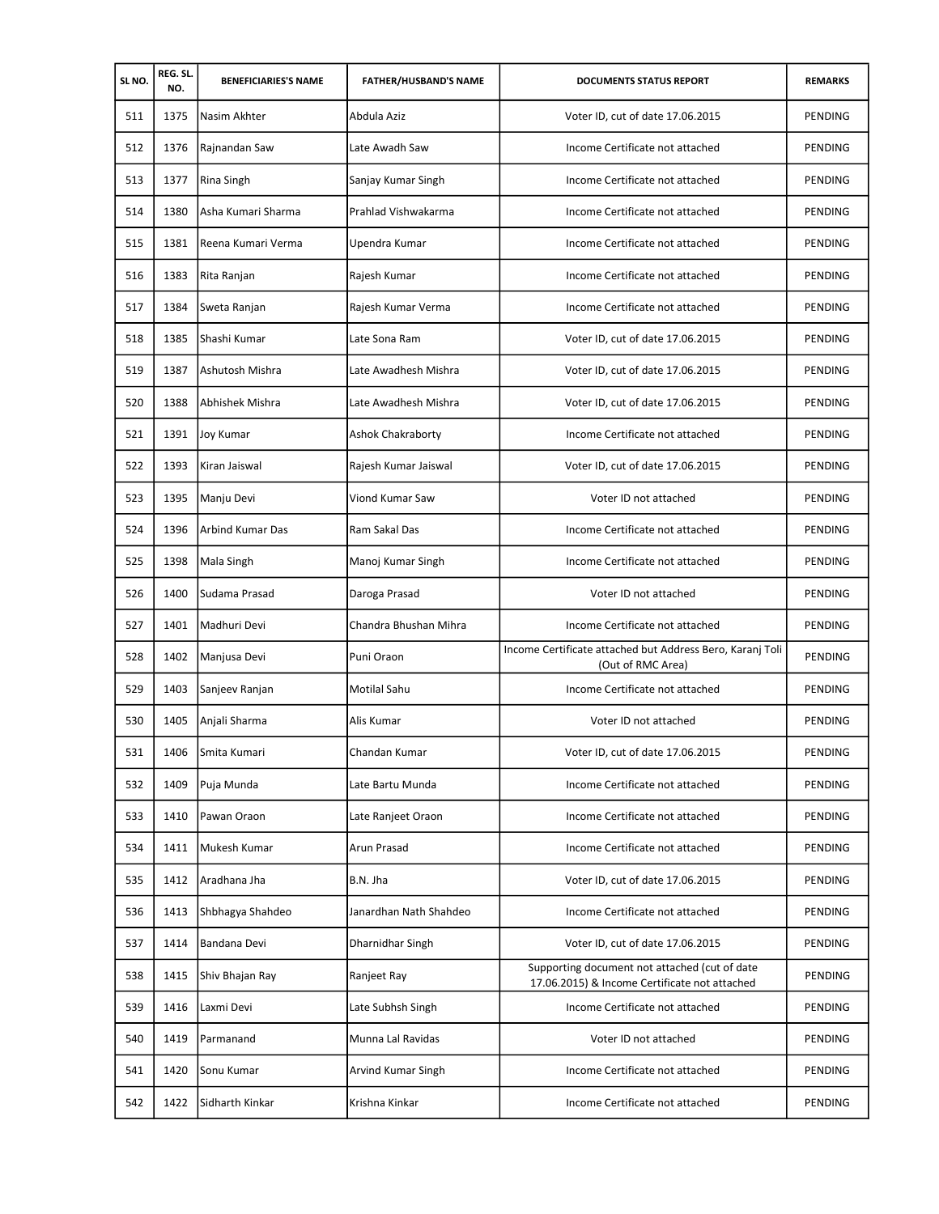| SL NO. | REG. SL. NO. | BENEFICIARIES'S NAME | FATHER/HUSBAND'S NAME | DOCUMENTS STATUS REPORT | REMARKS |
|---|---|---|---|---|---|
| 511 | 1375 | Nasim Akhter | Abdula Aziz | Voter ID, cut of date 17.06.2015 | PENDING |
| 512 | 1376 | Rajnandan Saw | Late Awadh Saw | Income Certificate not attached | PENDING |
| 513 | 1377 | Rina Singh | Sanjay Kumar Singh | Income Certificate not attached | PENDING |
| 514 | 1380 | Asha Kumari Sharma | Prahlad Vishwakarma | Income Certificate not attached | PENDING |
| 515 | 1381 | Reena Kumari Verma | Upendra Kumar | Income Certificate not attached | PENDING |
| 516 | 1383 | Rita Ranjan | Rajesh Kumar | Income Certificate not attached | PENDING |
| 517 | 1384 | Sweta Ranjan | Rajesh Kumar Verma | Income Certificate not attached | PENDING |
| 518 | 1385 | Shashi Kumar | Late Sona Ram | Voter ID, cut of date 17.06.2015 | PENDING |
| 519 | 1387 | Ashutosh Mishra | Late Awadhesh Mishra | Voter ID, cut of date 17.06.2015 | PENDING |
| 520 | 1388 | Abhishek Mishra | Late Awadhesh Mishra | Voter ID, cut of date 17.06.2015 | PENDING |
| 521 | 1391 | Joy Kumar | Ashok Chakraborty | Income Certificate not attached | PENDING |
| 522 | 1393 | Kiran Jaiswal | Rajesh Kumar Jaiswal | Voter ID, cut of date 17.06.2015 | PENDING |
| 523 | 1395 | Manju Devi | Viond Kumar Saw | Voter ID not attached | PENDING |
| 524 | 1396 | Arbind Kumar Das | Ram Sakal Das | Income Certificate not attached | PENDING |
| 525 | 1398 | Mala Singh | Manoj Kumar Singh | Income Certificate not attached | PENDING |
| 526 | 1400 | Sudama Prasad | Daroga Prasad | Voter ID not attached | PENDING |
| 527 | 1401 | Madhuri Devi | Chandra Bhushan Mihra | Income Certificate not attached | PENDING |
| 528 | 1402 | Manjusa Devi | Puni Oraon | Income Certificate attached but Address Bero, Karanj Toli (Out of RMC Area) | PENDING |
| 529 | 1403 | Sanjeev Ranjan | Motilal Sahu | Income Certificate not attached | PENDING |
| 530 | 1405 | Anjali Sharma | Alis Kumar | Voter ID not attached | PENDING |
| 531 | 1406 | Smita Kumari | Chandan Kumar | Voter ID, cut of date 17.06.2015 | PENDING |
| 532 | 1409 | Puja Munda | Late Bartu Munda | Income Certificate not attached | PENDING |
| 533 | 1410 | Pawan Oraon | Late Ranjeet Oraon | Income Certificate not attached | PENDING |
| 534 | 1411 | Mukesh Kumar | Arun Prasad | Income Certificate not attached | PENDING |
| 535 | 1412 | Aradhana Jha | B.N. Jha | Voter ID, cut of date 17.06.2015 | PENDING |
| 536 | 1413 | Shbhagya Shahdeo | Janardhan Nath Shahdeo | Income Certificate not attached | PENDING |
| 537 | 1414 | Bandana Devi | Dharnidhar Singh | Voter ID, cut of date 17.06.2015 | PENDING |
| 538 | 1415 | Shiv Bhajan Ray | Ranjeet Ray | Supporting document not attached (cut of date 17.06.2015) & Income Certificate not attached | PENDING |
| 539 | 1416 | Laxmi Devi | Late Subhsh Singh | Income Certificate not attached | PENDING |
| 540 | 1419 | Parmanand | Munna Lal Ravidas | Voter ID not attached | PENDING |
| 541 | 1420 | Sonu Kumar | Arvind Kumar Singh | Income Certificate not attached | PENDING |
| 542 | 1422 | Sidharth Kinkar | Krishna Kinkar | Income Certificate not attached | PENDING |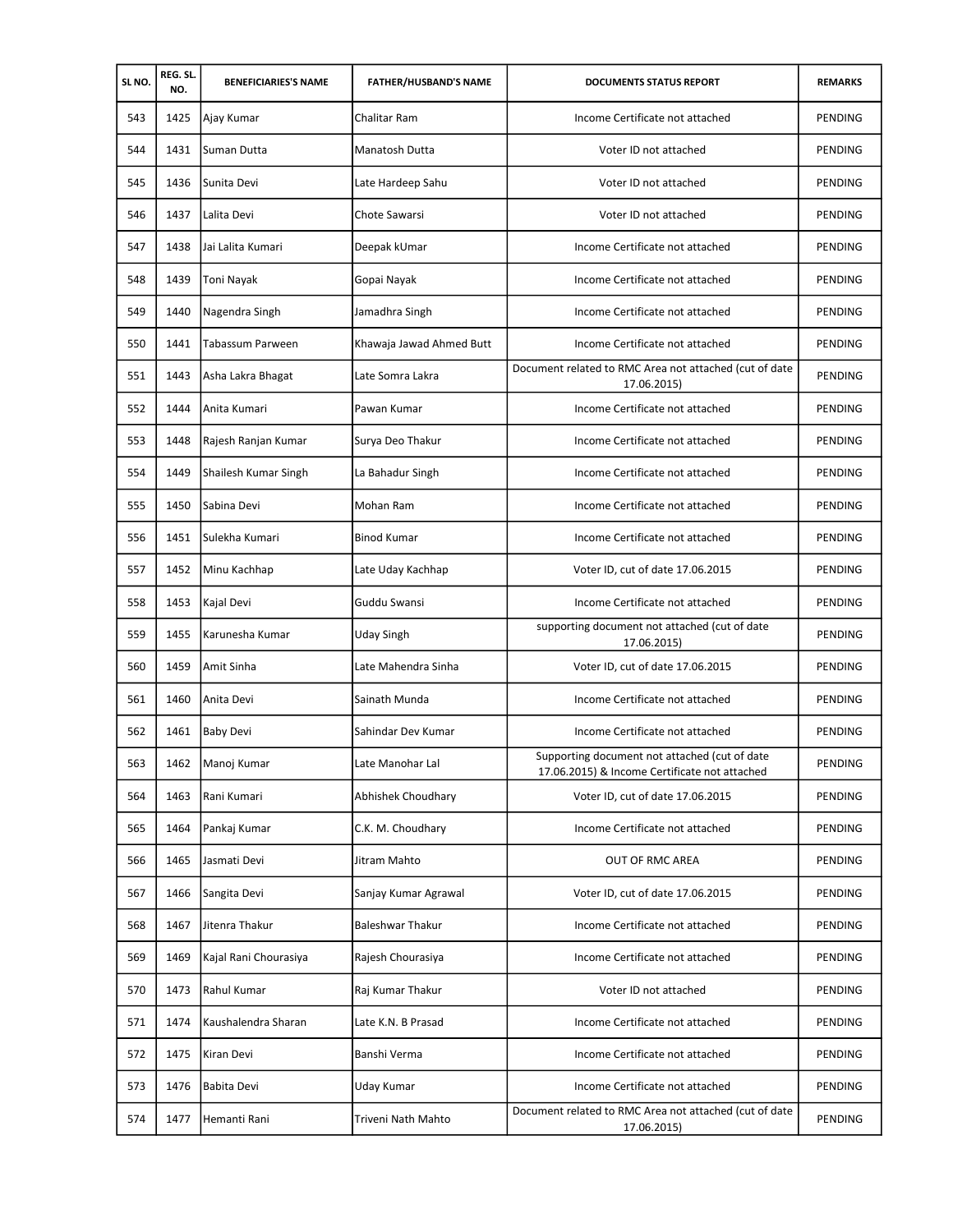| SL NO. | REG. SL. NO. | BENEFICIARIES'S NAME | FATHER/HUSBAND'S NAME | DOCUMENTS STATUS REPORT | REMARKS |
|---|---|---|---|---|---|
| 543 | 1425 | Ajay Kumar | Chalitar Ram | Income Certificate not attached | PENDING |
| 544 | 1431 | Suman Dutta | Manatosh Dutta | Voter ID not attached | PENDING |
| 545 | 1436 | Sunita Devi | Late Hardeep Sahu | Voter ID not attached | PENDING |
| 546 | 1437 | Lalita Devi | Chote Sawarsi | Voter ID not attached | PENDING |
| 547 | 1438 | Jai Lalita Kumari | Deepak kUmar | Income Certificate not attached | PENDING |
| 548 | 1439 | Toni Nayak | Gopai Nayak | Income Certificate not attached | PENDING |
| 549 | 1440 | Nagendra Singh | Jamadhra Singh | Income Certificate not attached | PENDING |
| 550 | 1441 | Tabassum Parween | Khawaja Jawad Ahmed Butt | Income Certificate not attached | PENDING |
| 551 | 1443 | Asha Lakra Bhagat | Late Somra Lakra | Document related to RMC Area not attached (cut of date 17.06.2015) | PENDING |
| 552 | 1444 | Anita Kumari | Pawan Kumar | Income Certificate not attached | PENDING |
| 553 | 1448 | Rajesh Ranjan Kumar | Surya Deo Thakur | Income Certificate not attached | PENDING |
| 554 | 1449 | Shailesh Kumar Singh | La Bahadur Singh | Income Certificate not attached | PENDING |
| 555 | 1450 | Sabina Devi | Mohan Ram | Income Certificate not attached | PENDING |
| 556 | 1451 | Sulekha Kumari | Binod Kumar | Income Certificate not attached | PENDING |
| 557 | 1452 | Minu Kachhap | Late Uday Kachhap | Voter ID, cut of date 17.06.2015 | PENDING |
| 558 | 1453 | Kajal Devi | Guddu Swansi | Income Certificate not attached | PENDING |
| 559 | 1455 | Karunesha Kumar | Uday Singh | supporting document not attached (cut of date 17.06.2015) | PENDING |
| 560 | 1459 | Amit Sinha | Late Mahendra Sinha | Voter ID, cut of date 17.06.2015 | PENDING |
| 561 | 1460 | Anita Devi | Sainath Munda | Income Certificate not attached | PENDING |
| 562 | 1461 | Baby Devi | Sahindar Dev Kumar | Income Certificate not attached | PENDING |
| 563 | 1462 | Manoj Kumar | Late Manohar Lal | Supporting document not attached (cut of date 17.06.2015) & Income Certificate not attached | PENDING |
| 564 | 1463 | Rani Kumari | Abhishek Choudhary | Voter ID, cut of date 17.06.2015 | PENDING |
| 565 | 1464 | Pankaj Kumar | C.K. M. Choudhary | Income Certificate not attached | PENDING |
| 566 | 1465 | Jasmati Devi | Jitram Mahto | OUT OF RMC AREA | PENDING |
| 567 | 1466 | Sangita Devi | Sanjay Kumar Agrawal | Voter ID, cut of date 17.06.2015 | PENDING |
| 568 | 1467 | Jitenra Thakur | Baleshwar Thakur | Income Certificate not attached | PENDING |
| 569 | 1469 | Kajal Rani Chourasiya | Rajesh Chourasiya | Income Certificate not attached | PENDING |
| 570 | 1473 | Rahul Kumar | Raj Kumar Thakur | Voter ID not attached | PENDING |
| 571 | 1474 | Kaushalendra Sharan | Late K.N. B Prasad | Income Certificate not attached | PENDING |
| 572 | 1475 | Kiran Devi | Banshi Verma | Income Certificate not attached | PENDING |
| 573 | 1476 | Babita Devi | Uday Kumar | Income Certificate not attached | PENDING |
| 574 | 1477 | Hemanti Rani | Triveni Nath Mahto | Document related to RMC Area not attached (cut of date 17.06.2015) | PENDING |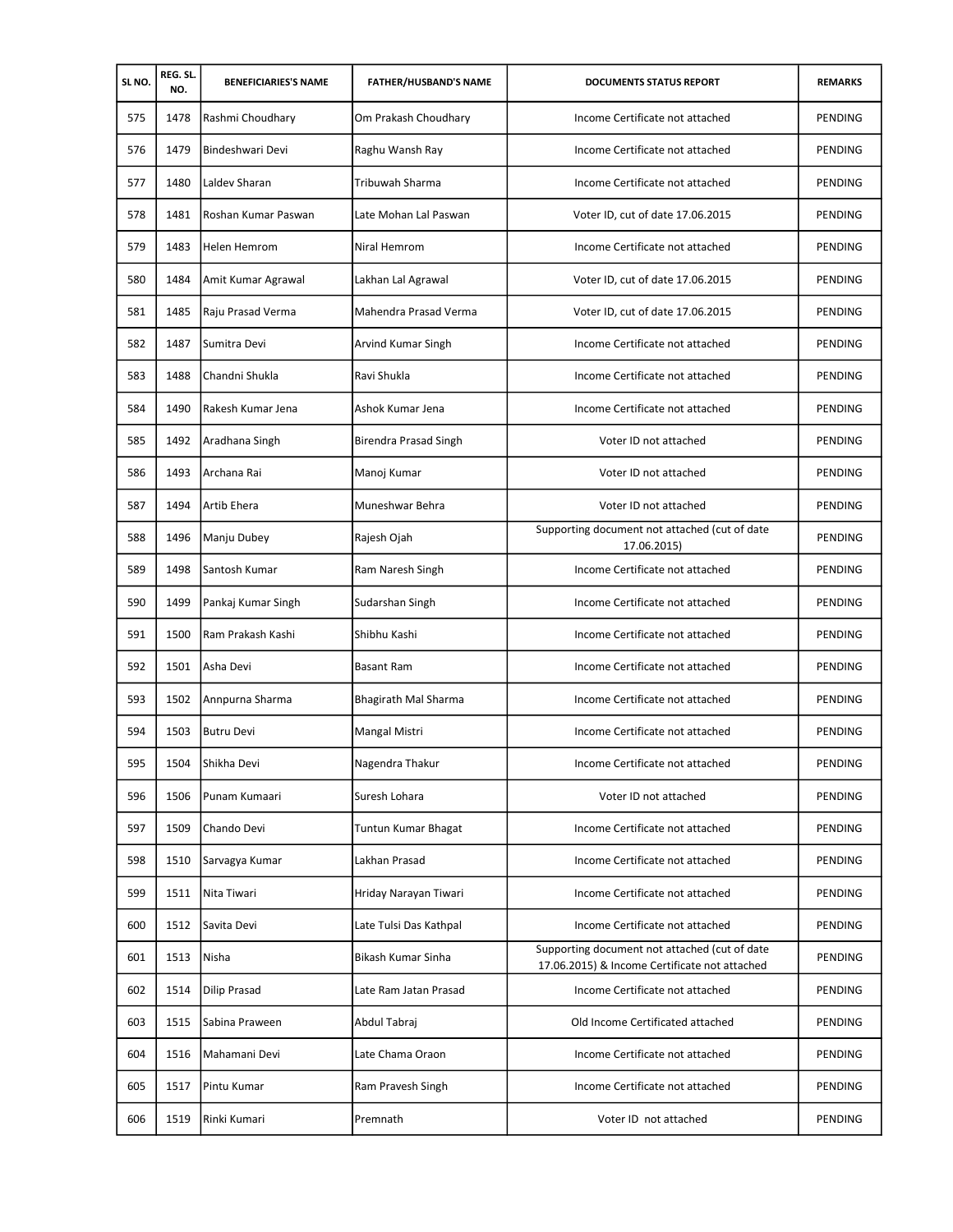| SL NO. | REG. SL. NO. | BENEFICIARIES'S NAME | FATHER/HUSBAND'S NAME | DOCUMENTS STATUS REPORT | REMARKS |
|---|---|---|---|---|---|
| 575 | 1478 | Rashmi Choudhary | Om Prakash Choudhary | Income Certificate not attached | PENDING |
| 576 | 1479 | Bindeshwari Devi | Raghu Wansh Ray | Income Certificate not attached | PENDING |
| 577 | 1480 | Laldev Sharan | Tribuwah Sharma | Income Certificate not attached | PENDING |
| 578 | 1481 | Roshan Kumar Paswan | Late Mohan Lal Paswan | Voter ID, cut of date 17.06.2015 | PENDING |
| 579 | 1483 | Helen Hemrom | Niral Hemrom | Income Certificate not attached | PENDING |
| 580 | 1484 | Amit Kumar Agrawal | Lakhan Lal Agrawal | Voter ID, cut of date 17.06.2015 | PENDING |
| 581 | 1485 | Raju Prasad Verma | Mahendra Prasad Verma | Voter ID, cut of date 17.06.2015 | PENDING |
| 582 | 1487 | Sumitra Devi | Arvind Kumar Singh | Income Certificate not attached | PENDING |
| 583 | 1488 | Chandni Shukla | Ravi Shukla | Income Certificate not attached | PENDING |
| 584 | 1490 | Rakesh Kumar Jena | Ashok Kumar Jena | Income Certificate not attached | PENDING |
| 585 | 1492 | Aradhana Singh | Birendra Prasad Singh | Voter ID not attached | PENDING |
| 586 | 1493 | Archana Rai | Manoj Kumar | Voter ID not attached | PENDING |
| 587 | 1494 | Artib Ehera | Muneshwar Behra | Voter ID not attached | PENDING |
| 588 | 1496 | Manju Dubey | Rajesh Ojah | Supporting document not attached (cut of date 17.06.2015) | PENDING |
| 589 | 1498 | Santosh Kumar | Ram Naresh Singh | Income Certificate not attached | PENDING |
| 590 | 1499 | Pankaj Kumar Singh | Sudarshan Singh | Income Certificate not attached | PENDING |
| 591 | 1500 | Ram Prakash Kashi | Shibhu Kashi | Income Certificate not attached | PENDING |
| 592 | 1501 | Asha Devi | Basant Ram | Income Certificate not attached | PENDING |
| 593 | 1502 | Annpurna Sharma | Bhagirath Mal Sharma | Income Certificate not attached | PENDING |
| 594 | 1503 | Butru Devi | Mangal Mistri | Income Certificate not attached | PENDING |
| 595 | 1504 | Shikha Devi | Nagendra Thakur | Income Certificate not attached | PENDING |
| 596 | 1506 | Punam Kumaari | Suresh Lohara | Voter ID not attached | PENDING |
| 597 | 1509 | Chando Devi | Tuntun Kumar Bhagat | Income Certificate not attached | PENDING |
| 598 | 1510 | Sarvagya Kumar | Lakhan Prasad | Income Certificate not attached | PENDING |
| 599 | 1511 | Nita Tiwari | Hriday Narayan Tiwari | Income Certificate not attached | PENDING |
| 600 | 1512 | Savita Devi | Late Tulsi Das Kathpal | Income Certificate not attached | PENDING |
| 601 | 1513 | Nisha | Bikash Kumar Sinha | Supporting document not attached (cut of date 17.06.2015) & Income Certificate not attached | PENDING |
| 602 | 1514 | Dilip Prasad | Late Ram Jatan Prasad | Income Certificate not attached | PENDING |
| 603 | 1515 | Sabina Praween | Abdul Tabraj | Old Income Certificated attached | PENDING |
| 604 | 1516 | Mahamani Devi | Late Chama Oraon | Income Certificate not attached | PENDING |
| 605 | 1517 | Pintu Kumar | Ram Pravesh Singh | Income Certificate not attached | PENDING |
| 606 | 1519 | Rinki Kumari | Premnath | Voter ID not attached | PENDING |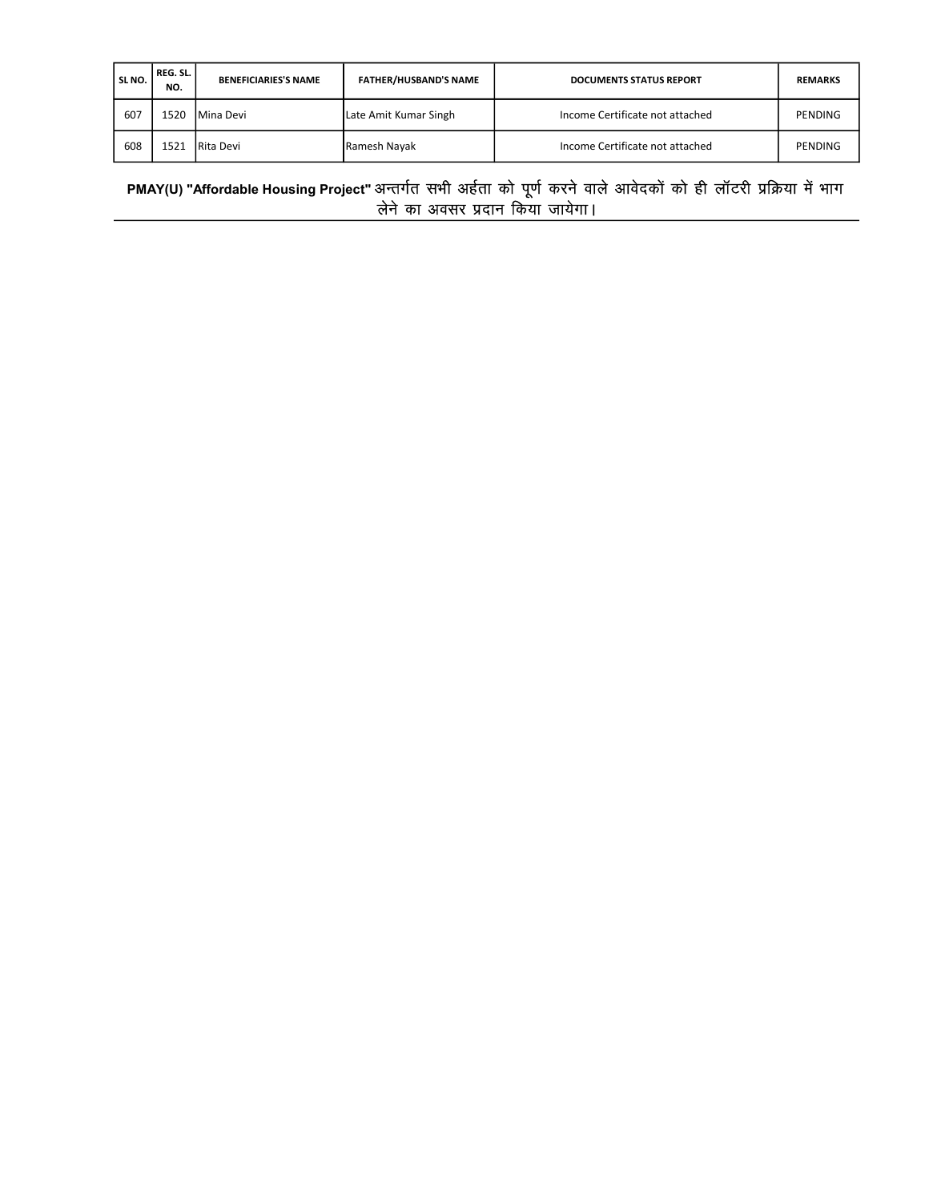| SL NO. | REG. SL. NO. | BENEFICIARIES'S NAME | FATHER/HUSBAND'S NAME | DOCUMENTS STATUS REPORT | REMARKS |
|---|---|---|---|---|---|
| 607 | 1520 | Mina Devi | Late Amit Kumar Singh | Income Certificate not attached | PENDING |
| 608 | 1521 | Rita Devi | Ramesh Nayak | Income Certificate not attached | PENDING |

**PMAY(U) "Affordable Housing Project"** अन्तर्गत सभी अर्हता को पूर्ण करने वाले आवेदकों को ही लॉटरी प्रक्रिया में भाग लेने का अवसर प्रदान किया जायेगा।